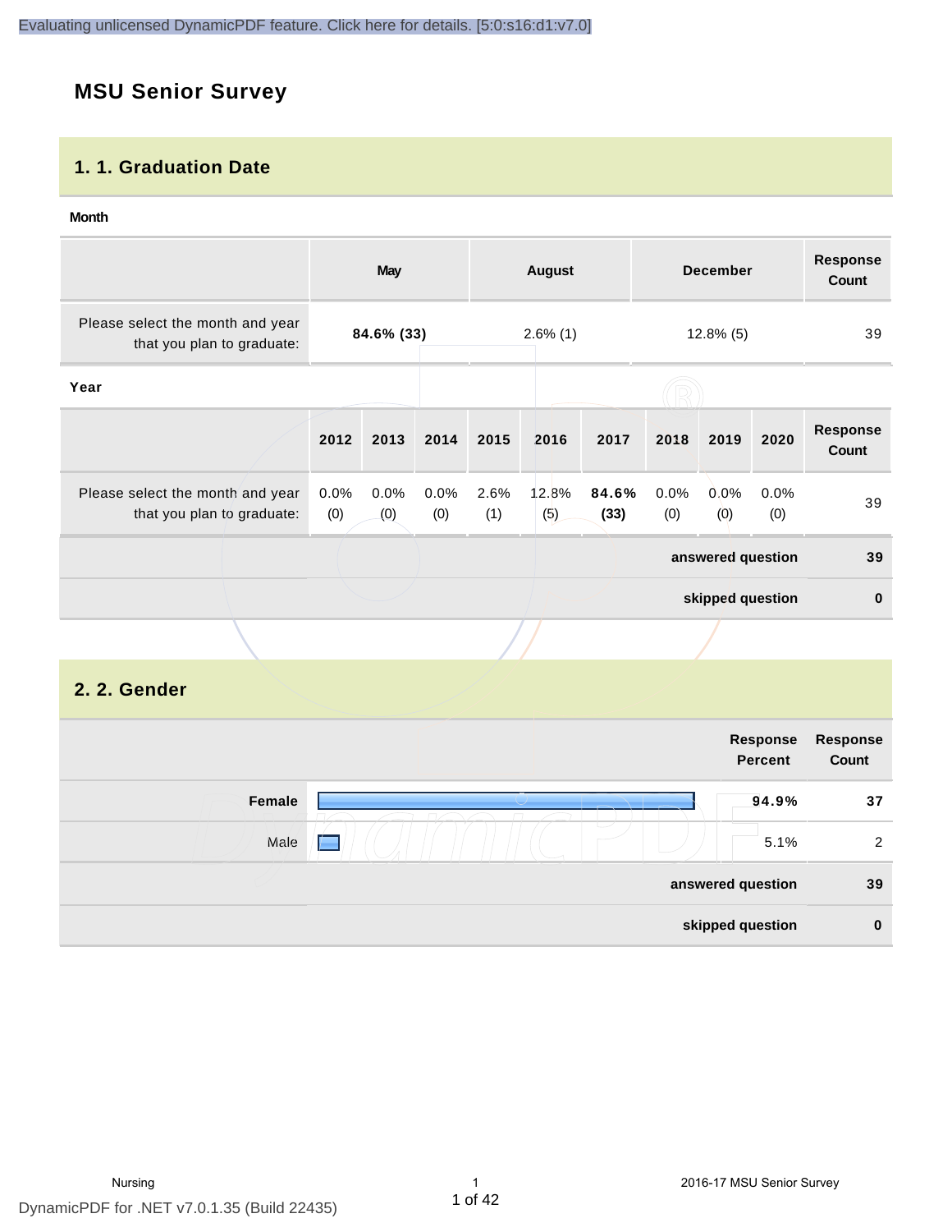# MSU Senior Survey

## 1. 1. Graduation Date

**Month**

| | May | August | December | Response Count |
|---|---|---|---|---|
| Please select the month and year that you plan to graduate: | **84.6% (33)** | 2.6% (1) | 12.8% (5) | 39 |

**Year**

| | 2012 | 2013 | 2014 | 2015 | 2016 | 2017 | 2018 | 2019 | 2020 | Response Count |
|---|---|---|---|---|---|---|---|---|---|---|
| Please select the month and year that you plan to graduate: | 0.0% (0) | 0.0% (0) | 0.0% (0) | 2.6% (1) | 12.8% (5) | **84.6% (33)** | 0.0% (0) | 0.0% (0) | 0.0% (0) | 39 |

| | |
|---|---|
| **answered question** | **39** |
| **skipped question** | **0** |

## 2. 2. Gender

| | Response Percent | Response Count |
|---|---|---|
| **Female** | **94.9%** | **37** |
| Male | 5.1% | 2 |
| **answered question** | | **39** |
| **skipped question** | | **0** |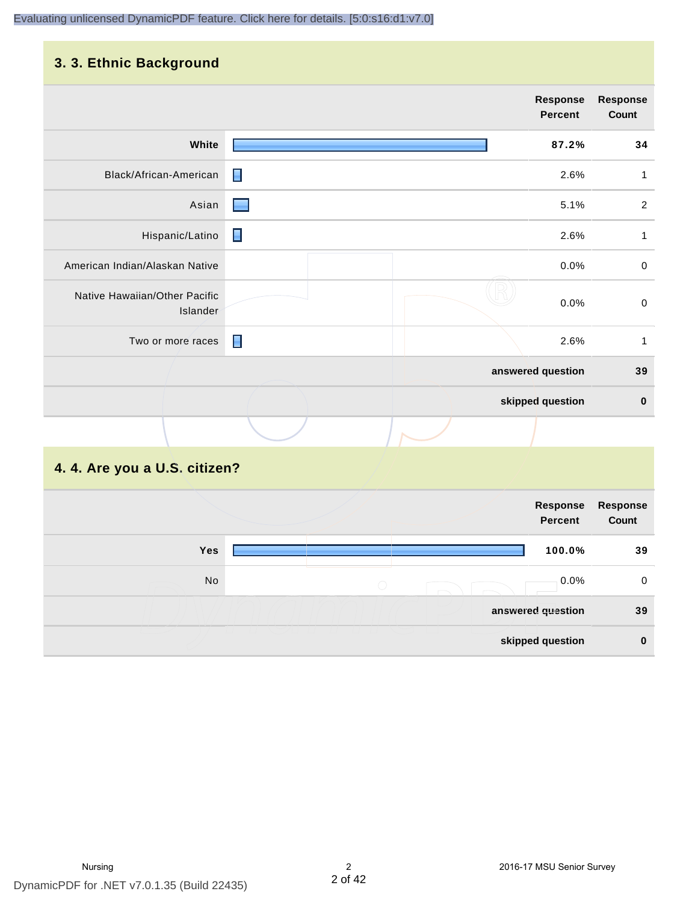## 3. 3. Ethnic Background

| | Response Percent | Response Count |
|---|---|---|
| **White** | **87.2%** | **34** |
| Black/African-American | 2.6% | 1 |
| Asian | 5.1% | 2 |
| Hispanic/Latino | 2.6% | 1 |
| American Indian/Alaskan Native | 0.0% | 0 |
| Native Hawaiian/Other Pacific Islander | 0.0% | 0 |
| Two or more races | 2.6% | 1 |
| | **answered question** | **39** |
| | **skipped question** | **0** |

## 4. 4. Are you a U.S. citizen?

| | Response Percent | Response Count |
|---|---|---|
| **Yes** | **100.0%** | **39** |
| No | 0.0% | 0 |
| | **answered question** | **39** |
| | **skipped question** | **0** |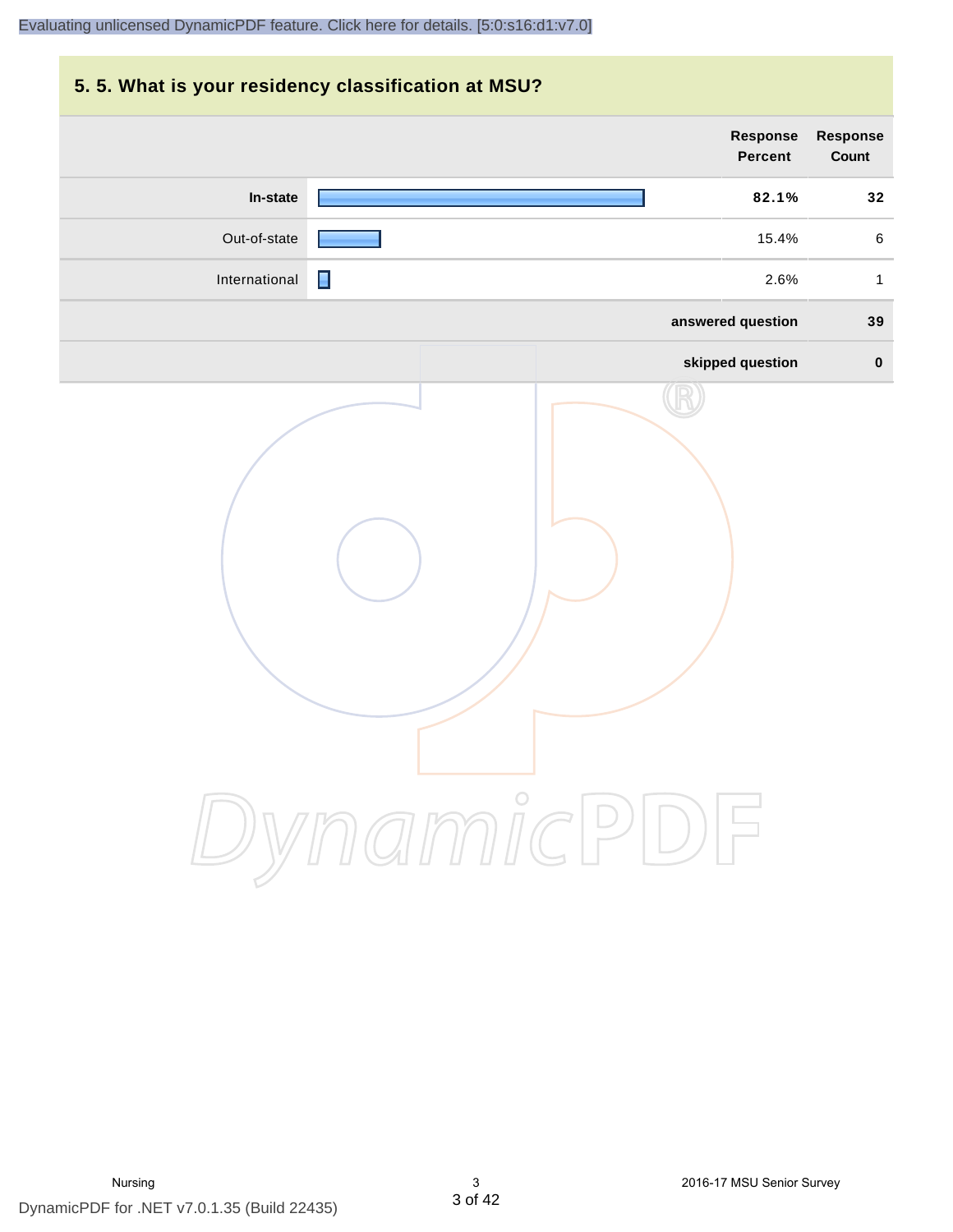## 5. 5. What is your residency classification at MSU?

| | Response Percent | Response Count |
|---|---|---|
| **In-state** | **82.1%** | **32** |
| Out-of-state | 15.4% | 6 |
| International | 2.6% | 1 |
| | **answered question** | **39** |
| | **skipped question** | **0** |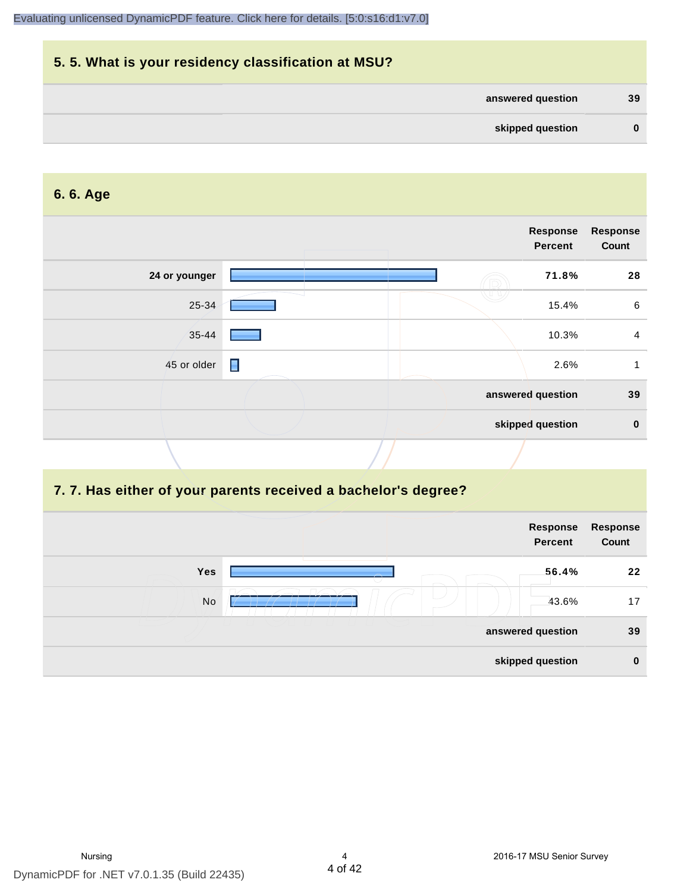## 5. 5. What is your residency classification at MSU?

| | |
|---|---|
| answered question | 39 |
| skipped question | 0 |

## 6. 6. Age

| | Response Percent | Response Count |
|---|---|---|
| **24 or younger** | **71.8%** | **28** |
| 25-34 | 15.4% | 6 |
| 35-44 | 10.3% | 4 |
| 45 or older | 2.6% | 1 |
| answered question | | 39 |
| skipped question | | 0 |

## 7. 7. Has either of your parents received a bachelor's degree?

| | Response Percent | Response Count |
|---|---|---|
| **Yes** | **56.4%** | **22** |
| No | 43.6% | 17 |
| answered question | | 39 |
| skipped question | | 0 |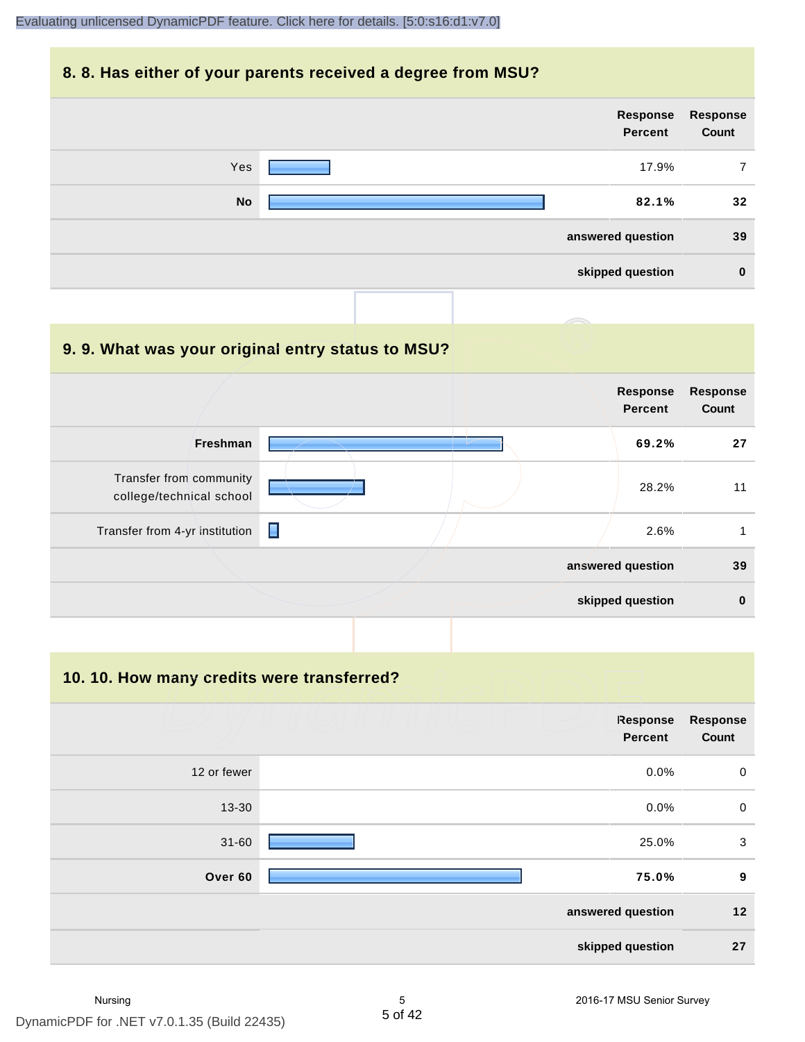## 8. 8. Has either of your parents received a degree from MSU?

| | Response Percent | Response Count |
|---|---|---|
| Yes | 17.9% | 7 |
| **No** | **82.1%** | **32** |
| | **answered question** | **39** |
| | **skipped question** | **0** |

## 9. 9. What was your original entry status to MSU?

| | Response Percent | Response Count |
|---|---|---|
| **Freshman** | **69.2%** | **27** |
| Transfer from community college/technical school | 28.2% | 11 |
| Transfer from 4-yr institution | 2.6% | 1 |
| | **answered question** | **39** |
| | **skipped question** | **0** |

## 10. 10. How many credits were transferred?

| | Response Percent | Response Count |
|---|---|---|
| 12 or fewer | 0.0% | 0 |
| 13-30 | 0.0% | 0 |
| 31-60 | 25.0% | 3 |
| **Over 60** | **75.0%** | **9** |
| | **answered question** | **12** |
| | **skipped question** | **27** |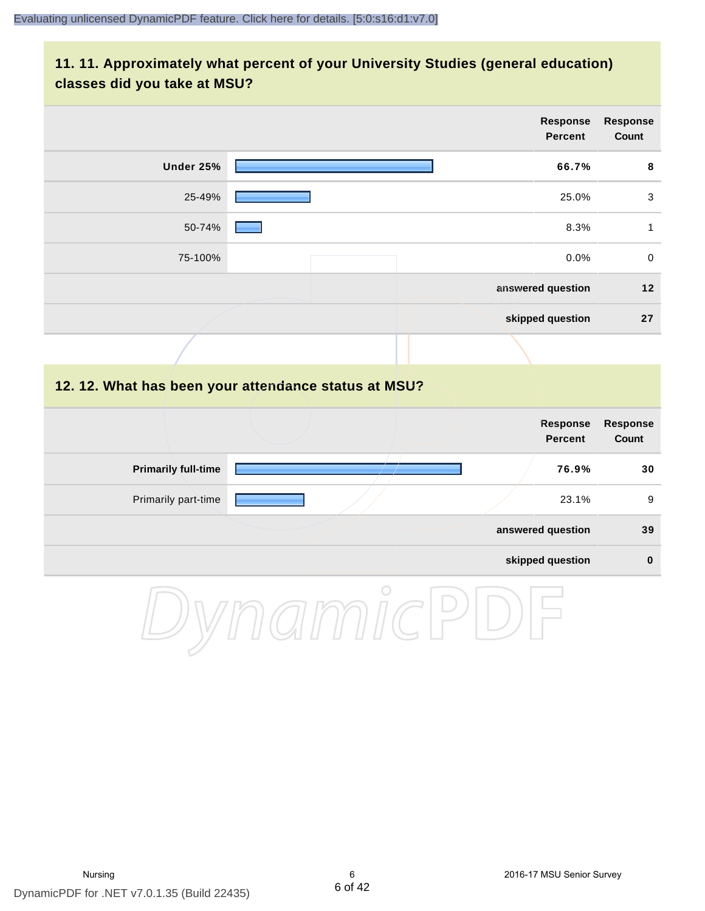## 11. 11. Approximately what percent of your University Studies (general education) classes did you take at MSU?

| | Response Percent | Response Count |
|---|---|---|
| **Under 25%** | **66.7%** | **8** |
| 25-49% | 25.0% | 3 |
| 50-74% | 8.3% | 1 |
| 75-100% | 0.0% | 0 |
| | **answered question** | **12** |
| | **skipped question** | **27** |

## 12. 12. What has been your attendance status at MSU?

| | Response Percent | Response Count |
|---|---|---|
| **Primarily full-time** | **76.9%** | **30** |
| Primarily part-time | 23.1% | 9 |
| | **answered question** | **39** |
| | **skipped question** | **0** |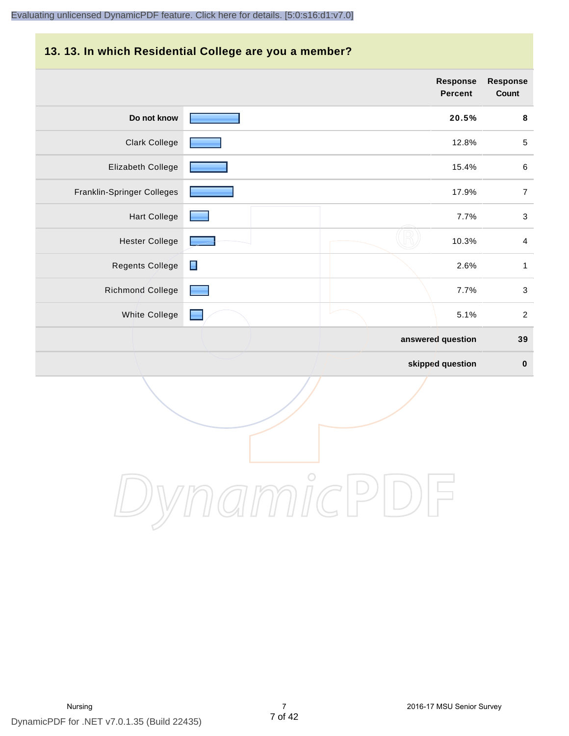## 13. 13. In which Residential College are you a member?

| | Response Percent | Response Count |
|---|---|---|
| **Do not know** | **20.5%** | **8** |
| Clark College | 12.8% | 5 |
| Elizabeth College | 15.4% | 6 |
| Franklin-Springer Colleges | 17.9% | 7 |
| Hart College | 7.7% | 3 |
| Hester College | 10.3% | 4 |
| Regents College | 2.6% | 1 |
| Richmond College | 7.7% | 3 |
| White College | 5.1% | 2 |
| **answered question** | | **39** |
| **skipped question** | | **0** |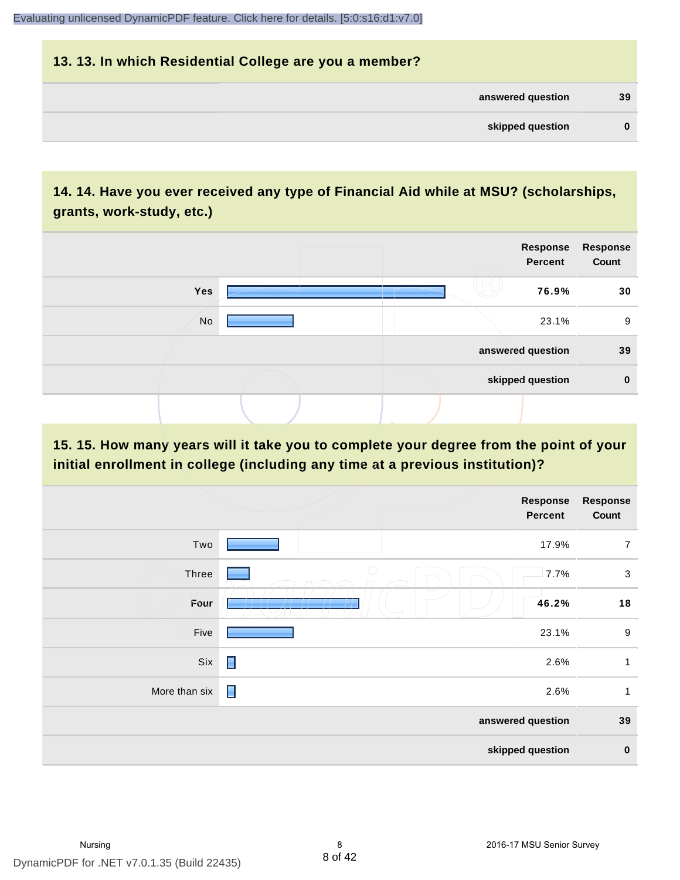## 13. 13. In which Residential College are you a member?

| | |
|---|---|
| answered question | 39 |
| skipped question | 0 |

## 14. 14. Have you ever received any type of Financial Aid while at MSU? (scholarships, grants, work-study, etc.)

| | Response Percent | Response Count |
|---|---|---|
| **Yes** | **76.9%** | **30** |
| No | 23.1% | 9 |
| answered question | | 39 |
| skipped question | | 0 |

## 15. 15. How many years will it take you to complete your degree from the point of your initial enrollment in college (including any time at a previous institution)?

| | Response Percent | Response Count |
|---|---|---|
| Two | 17.9% | 7 |
| Three | 7.7% | 3 |
| **Four** | **46.2%** | **18** |
| Five | 23.1% | 9 |
| Six | 2.6% | 1 |
| More than six | 2.6% | 1 |
| answered question | | 39 |
| skipped question | | 0 |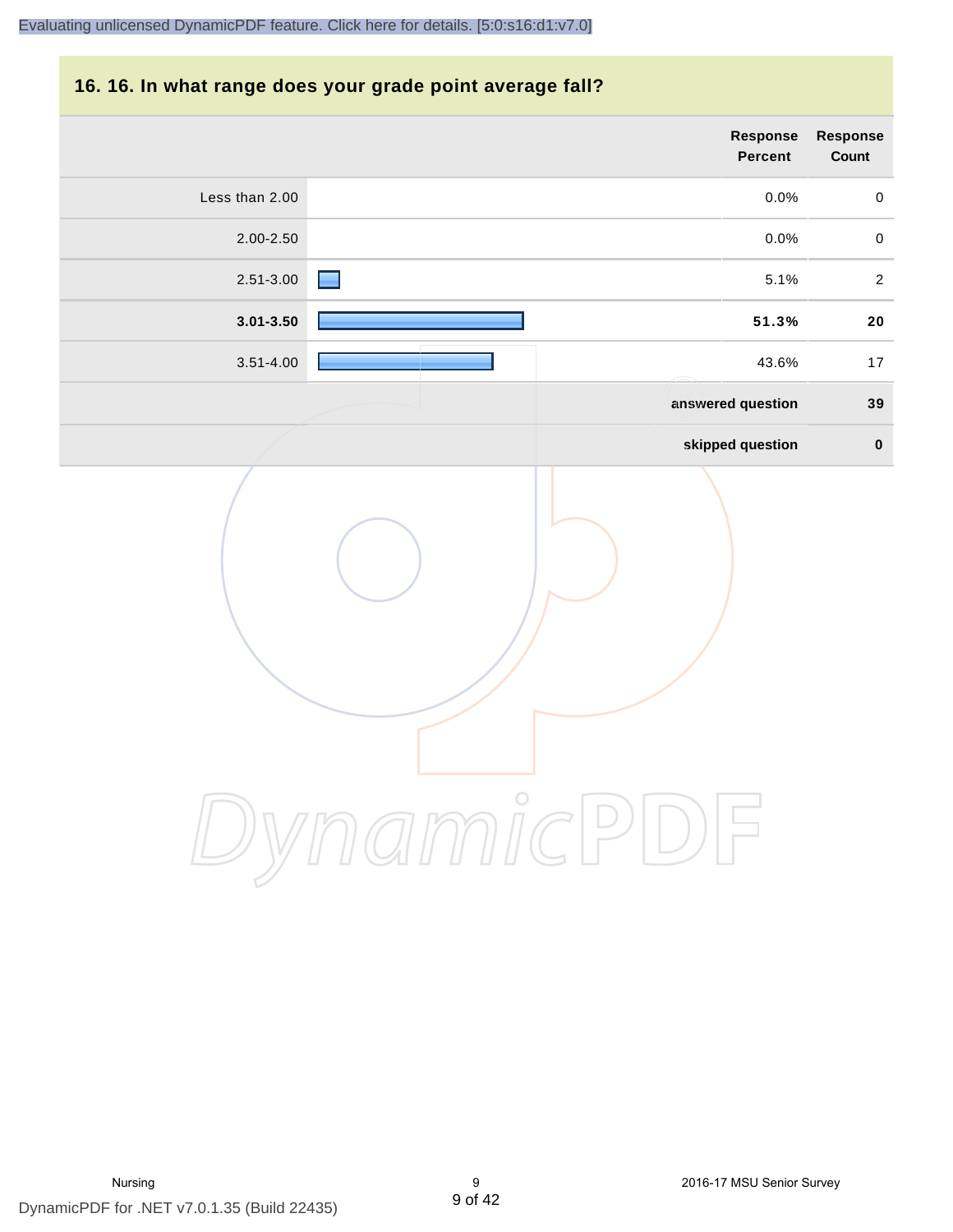## 16. 16. In what range does your grade point average fall?

| | Response Percent | Response Count |
|---|---|---|
| Less than 2.00 | 0.0% | 0 |
| 2.00-2.50 | 0.0% | 0 |
| 2.51-3.00 | 5.1% | 2 |
| **3.01-3.50** | **51.3%** | **20** |
| 3.51-4.00 | 43.6% | 17 |
| | **answered question** | **39** |
| | **skipped question** | **0** |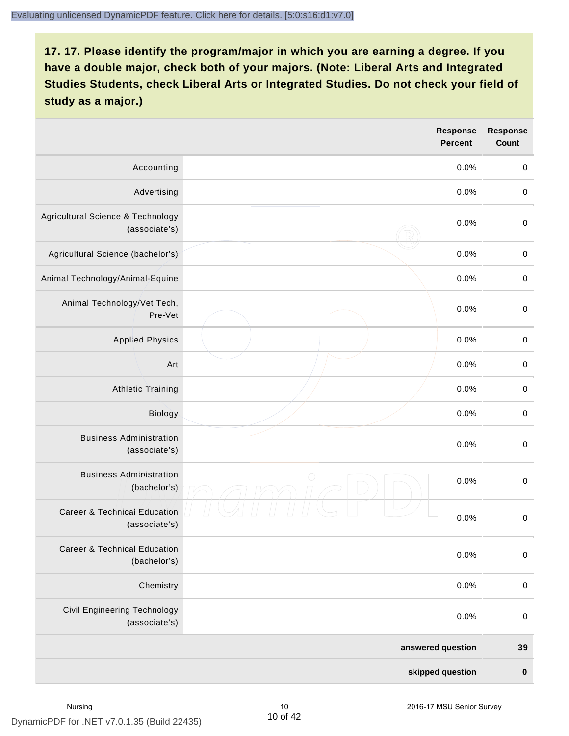**17. 17. Please identify the program/major in which you are earning a degree. If you have a double major, check both of your majors. (Note: Liberal Arts and Integrated Studies Students, check Liberal Arts or Integrated Studies. Do not check your field of study as a major.)**

| | | Response Percent | Response Count |
|---|---|---|---|
| Accounting | | 0.0% | 0 |
| Advertising | | 0.0% | 0 |
| Agricultural Science & Technology (associate's) | | 0.0% | 0 |
| Agricultural Science (bachelor's) | | 0.0% | 0 |
| Animal Technology/Animal-Equine | | 0.0% | 0 |
| Animal Technology/Vet Tech, Pre-Vet | | 0.0% | 0 |
| Applied Physics | | 0.0% | 0 |
| Art | | 0.0% | 0 |
| Athletic Training | | 0.0% | 0 |
| Biology | | 0.0% | 0 |
| Business Administration (associate's) | | 0.0% | 0 |
| Business Administration (bachelor's) | | 0.0% | 0 |
| Career & Technical Education (associate's) | | 0.0% | 0 |
| Career & Technical Education (bachelor's) | | 0.0% | 0 |
| Chemistry | | 0.0% | 0 |
| Civil Engineering Technology (associate's) | | 0.0% | 0 |
| | | **answered question** | **39** |
| | | **skipped question** | **0** |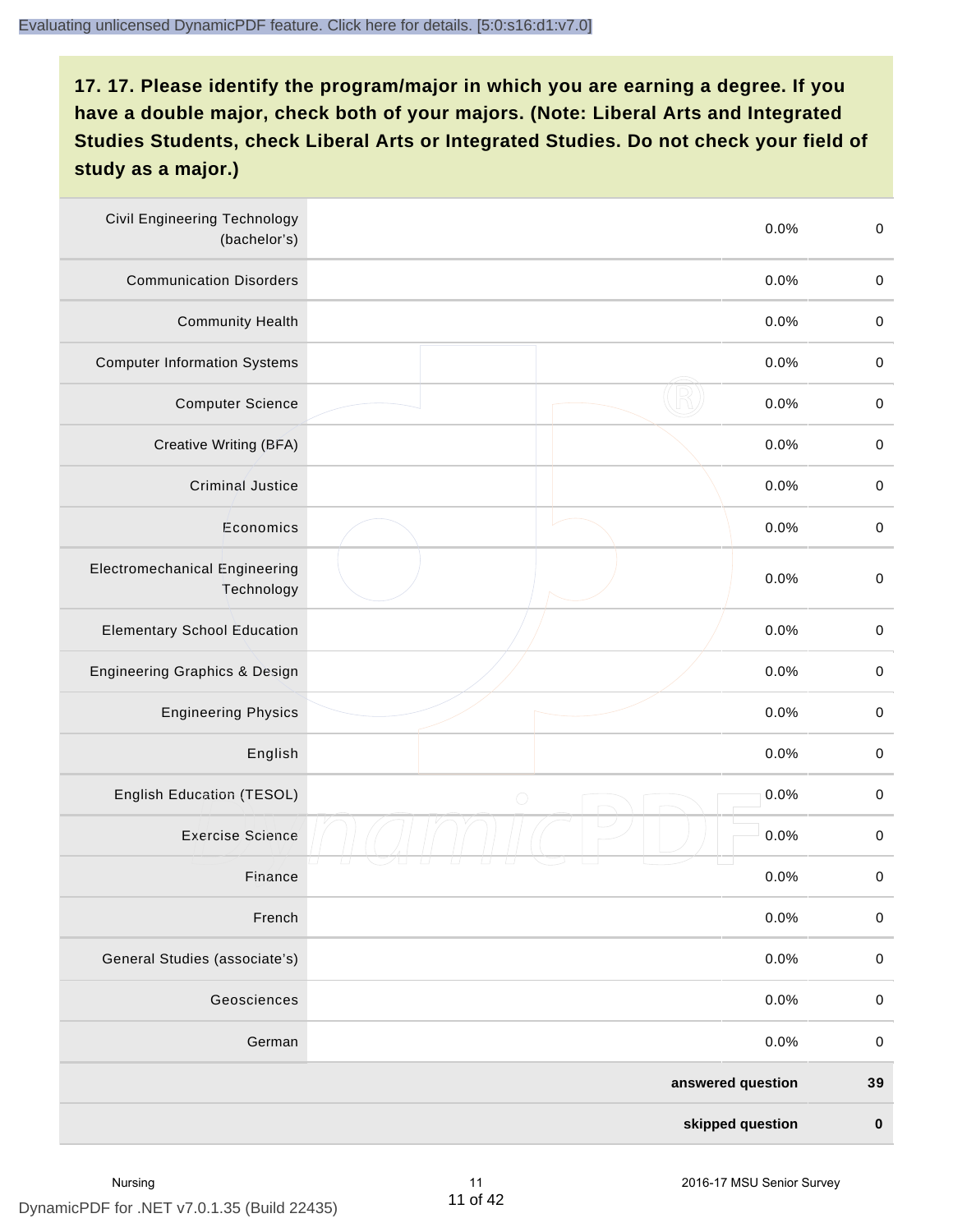## 17. 17. Please identify the program/major in which you are earning a degree. If you have a double major, check both of your majors. (Note: Liberal Arts and Integrated Studies Students, check Liberal Arts or Integrated Studies. Do not check your field of study as a major.)

| | | | |
|---|---|---|---|
| Civil Engineering Technology (bachelor's) | | 0.0% | 0 |
| Communication Disorders | | 0.0% | 0 |
| Community Health | | 0.0% | 0 |
| Computer Information Systems | | 0.0% | 0 |
| Computer Science | | 0.0% | 0 |
| Creative Writing (BFA) | | 0.0% | 0 |
| Criminal Justice | | 0.0% | 0 |
| Economics | | 0.0% | 0 |
| Electromechanical Engineering Technology | | 0.0% | 0 |
| Elementary School Education | | 0.0% | 0 |
| Engineering Graphics & Design | | 0.0% | 0 |
| Engineering Physics | | 0.0% | 0 |
| English | | 0.0% | 0 |
| English Education (TESOL) | | 0.0% | 0 |
| Exercise Science | | 0.0% | 0 |
| Finance | | 0.0% | 0 |
| French | | 0.0% | 0 |
| General Studies (associate's) | | 0.0% | 0 |
| Geosciences | | 0.0% | 0 |
| German | | 0.0% | 0 |
| | | **answered question** | **39** |
| | | **skipped question** | **0** |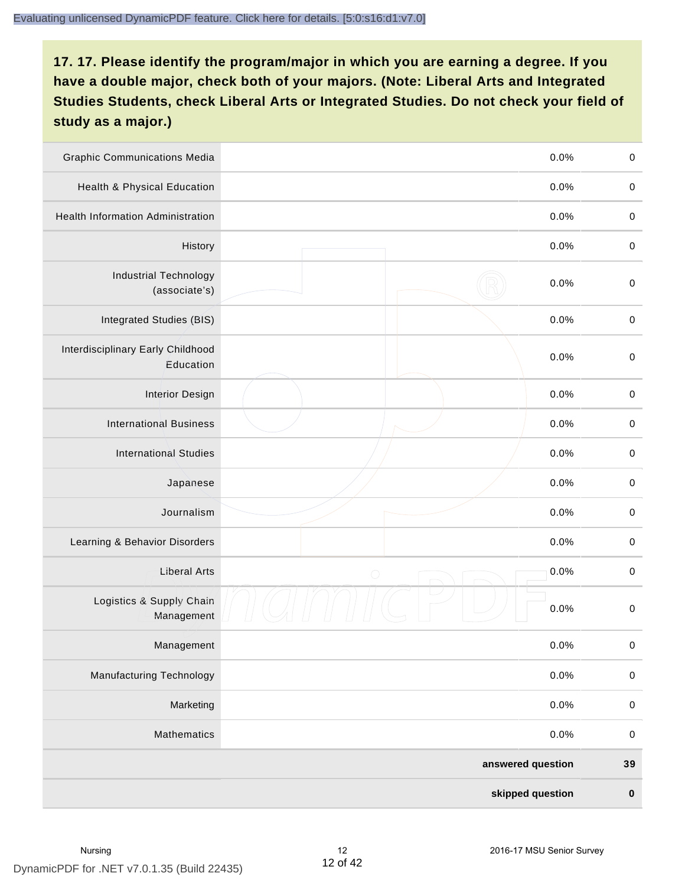## 17. 17. Please identify the program/major in which you are earning a degree. If you have a double major, check both of your majors. (Note: Liberal Arts and Integrated Studies Students, check Liberal Arts or Integrated Studies. Do not check your field of study as a major.)

| | | | |
|---|---|---|---|
| Graphic Communications Media | | 0.0% | 0 |
| Health & Physical Education | | 0.0% | 0 |
| Health Information Administration | | 0.0% | 0 |
| History | | 0.0% | 0 |
| Industrial Technology (associate's) | | 0.0% | 0 |
| Integrated Studies (BIS) | | 0.0% | 0 |
| Interdisciplinary Early Childhood Education | | 0.0% | 0 |
| Interior Design | | 0.0% | 0 |
| International Business | | 0.0% | 0 |
| International Studies | | 0.0% | 0 |
| Japanese | | 0.0% | 0 |
| Journalism | | 0.0% | 0 |
| Learning & Behavior Disorders | | 0.0% | 0 |
| Liberal Arts | | 0.0% | 0 |
| Logistics & Supply Chain Management | | 0.0% | 0 |
| Management | | 0.0% | 0 |
| Manufacturing Technology | | 0.0% | 0 |
| Marketing | | 0.0% | 0 |
| Mathematics | | 0.0% | 0 |
| | | **answered question** | **39** |
| | | **skipped question** | **0** |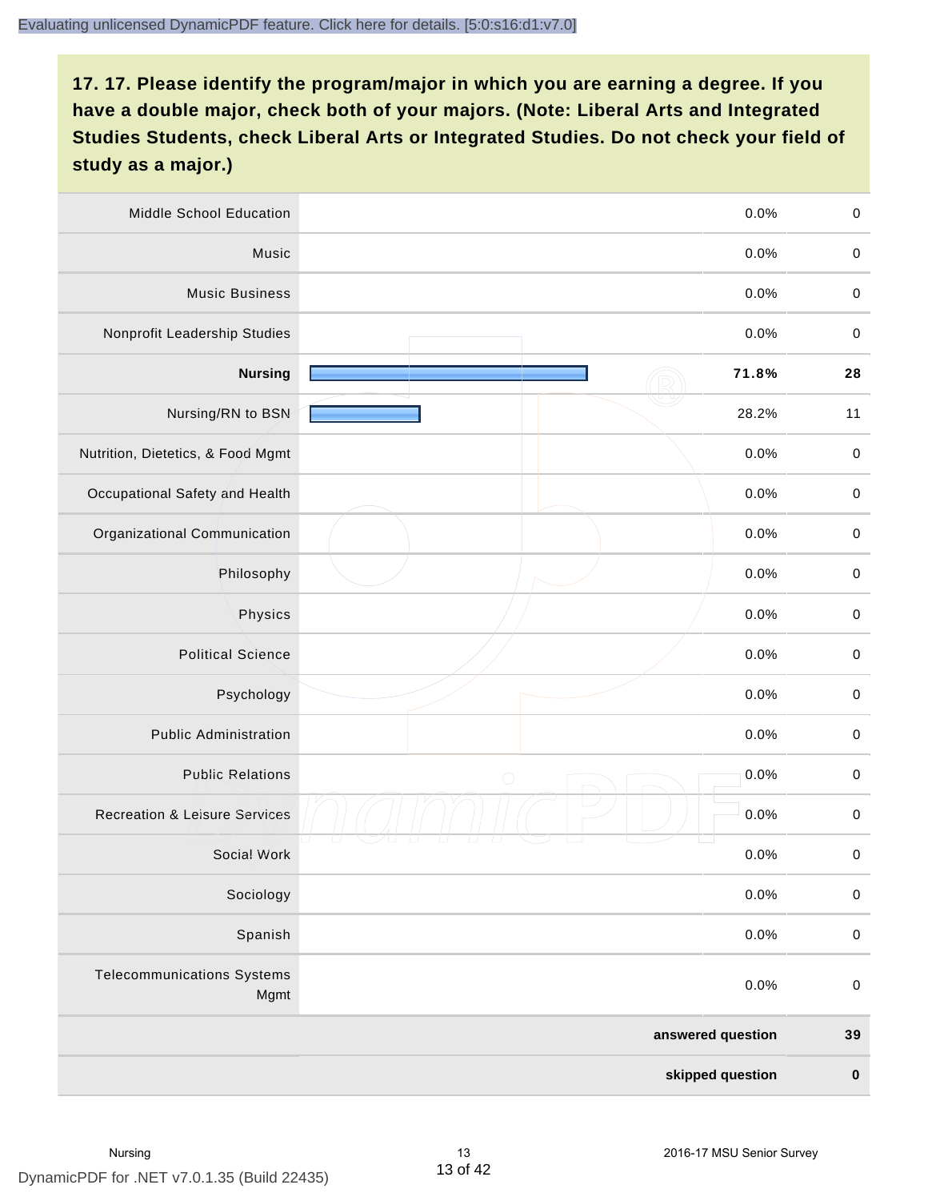**17. 17. Please identify the program/major in which you are earning a degree. If you have a double major, check both of your majors. (Note: Liberal Arts and Integrated Studies Students, check Liberal Arts or Integrated Studies. Do not check your field of study as a major.)**

| | | | |
|---|---|---|---|
| Middle School Education | | 0.0% | 0 |
| Music | | 0.0% | 0 |
| Music Business | | 0.0% | 0 |
| Nonprofit Leadership Studies | | 0.0% | 0 |
| **Nursing** | | **71.8%** | **28** |
| Nursing/RN to BSN | | 28.2% | 11 |
| Nutrition, Dietetics, & Food Mgmt | | 0.0% | 0 |
| Occupational Safety and Health | | 0.0% | 0 |
| Organizational Communication | | 0.0% | 0 |
| Philosophy | | 0.0% | 0 |
| Physics | | 0.0% | 0 |
| Political Science | | 0.0% | 0 |
| Psychology | | 0.0% | 0 |
| Public Administration | | 0.0% | 0 |
| Public Relations | | 0.0% | 0 |
| Recreation & Leisure Services | | 0.0% | 0 |
| Social Work | | 0.0% | 0 |
| Sociology | | 0.0% | 0 |
| Spanish | | 0.0% | 0 |
| Telecommunications Systems Mgmt | | 0.0% | 0 |
| | | **answered question** | **39** |
| | | **skipped question** | **0** |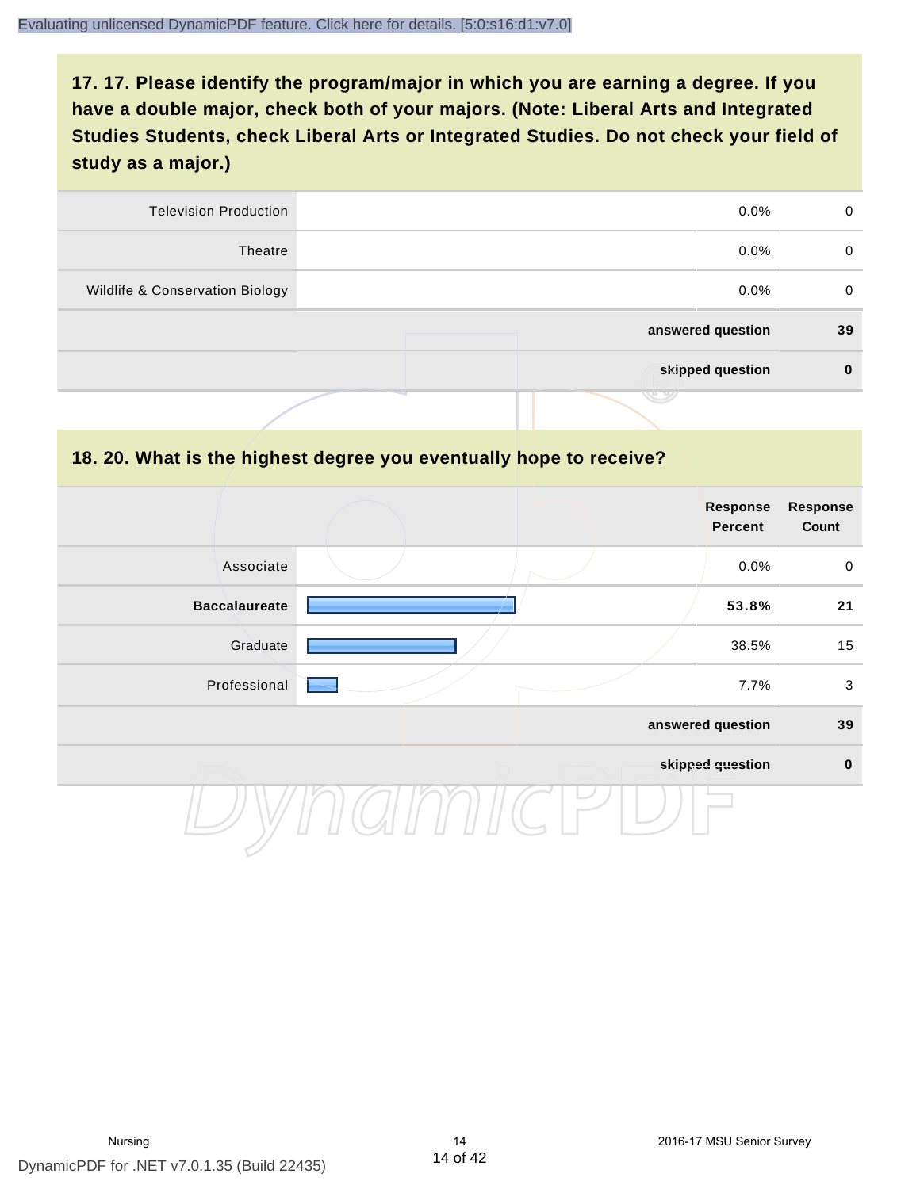## 17. 17. Please identify the program/major in which you are earning a degree. If you have a double major, check both of your majors. (Note: Liberal Arts and Integrated Studies Students, check Liberal Arts or Integrated Studies. Do not check your field of study as a major.)

| | | Response Percent | Response Count |
|---|---|---|---|
| Television Production | | 0.0% | 0 |
| Theatre | | 0.0% | 0 |
| Wildlife & Conservation Biology | | 0.0% | 0 |
| | | **answered question** | **39** |
| | | **skipped question** | **0** |

## 18. 20. What is the highest degree you eventually hope to receive?

| | | Response Percent | Response Count |
|---|---|---|---|
| Associate | | 0.0% | 0 |
| **Baccalaureate** | | **53.8%** | **21** |
| Graduate | | 38.5% | 15 |
| Professional | | 7.7% | 3 |
| | | **answered question** | **39** |
| | | **skipped question** | **0** |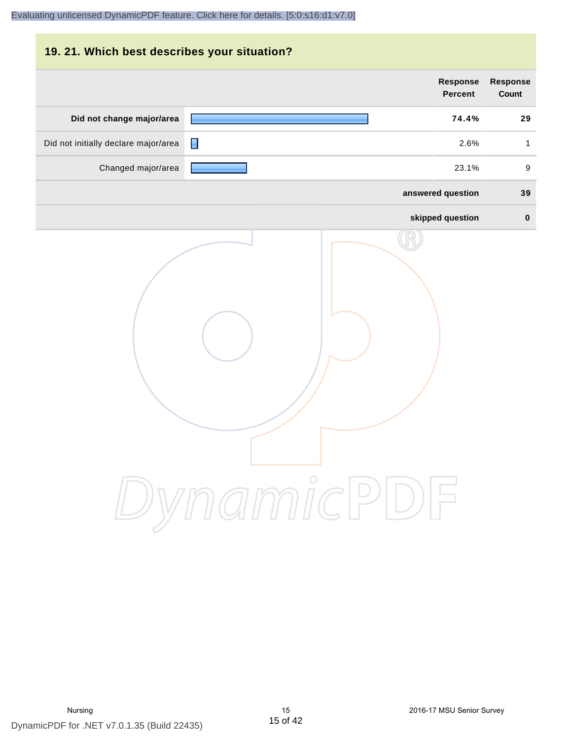## 19. 21. Which best describes your situation?

| | Response Percent | Response Count |
|---|---|---|
| **Did not change major/area** | **74.4%** | **29** |
| Did not initially declare major/area | 2.6% | 1 |
| Changed major/area | 23.1% | 9 |
| | **answered question** | **39** |
| | **skipped question** | **0** |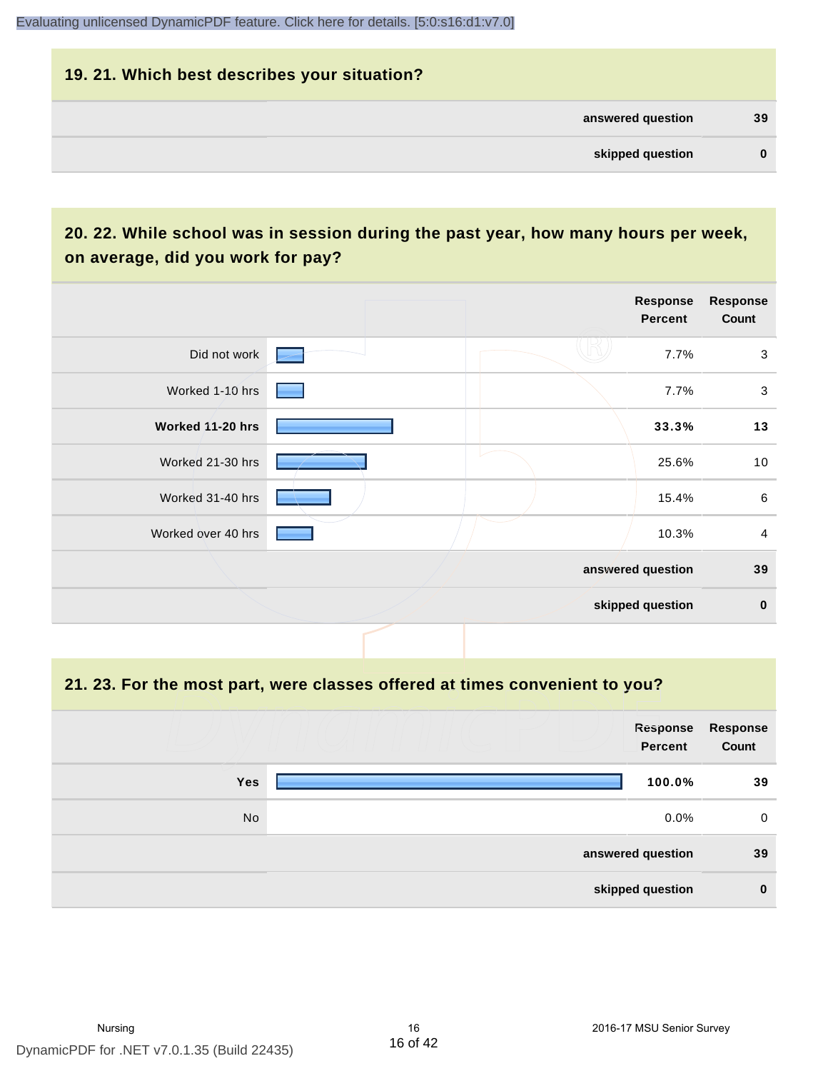## 19. 21. Which best describes your situation?

| | |
|---|---|
| answered question | 39 |
| skipped question | 0 |

## 20. 22. While school was in session during the past year, how many hours per week, on average, did you work for pay?

| | Response Percent | Response Count |
|---|---|---|
| Did not work | 7.7% | 3 |
| Worked 1-10 hrs | 7.7% | 3 |
| **Worked 11-20 hrs** | **33.3%** | **13** |
| Worked 21-30 hrs | 25.6% | 10 |
| Worked 31-40 hrs | 15.4% | 6 |
| Worked over 40 hrs | 10.3% | 4 |
| answered question | | 39 |
| skipped question | | 0 |

## 21. 23. For the most part, were classes offered at times convenient to you?

| | Response Percent | Response Count |
|---|---|---|
| **Yes** | **100.0%** | **39** |
| No | 0.0% | 0 |
| answered question | | 39 |
| skipped question | | 0 |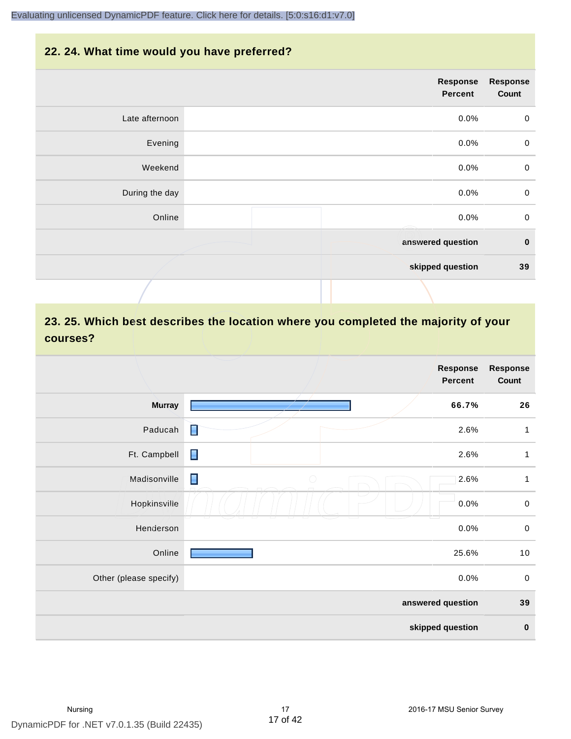## 22. 24. What time would you have preferred?

| | Response Percent | Response Count |
|---|---|---|
| Late afternoon | 0.0% | 0 |
| Evening | 0.0% | 0 |
| Weekend | 0.0% | 0 |
| During the day | 0.0% | 0 |
| Online | 0.0% | 0 |
| | **answered question** | **0** |
| | **skipped question** | **39** |

## 23. 25. Which best describes the location where you completed the majority of your courses?

| | Response Percent | Response Count |
|---|---|---|
| **Murray** | **66.7%** | **26** |
| Paducah | 2.6% | 1 |
| Ft. Campbell | 2.6% | 1 |
| Madisonville | 2.6% | 1 |
| Hopkinsville | 0.0% | 0 |
| Henderson | 0.0% | 0 |
| Online | 25.6% | 10 |
| Other (please specify) | 0.0% | 0 |
| | **answered question** | **39** |
| | **skipped question** | **0** |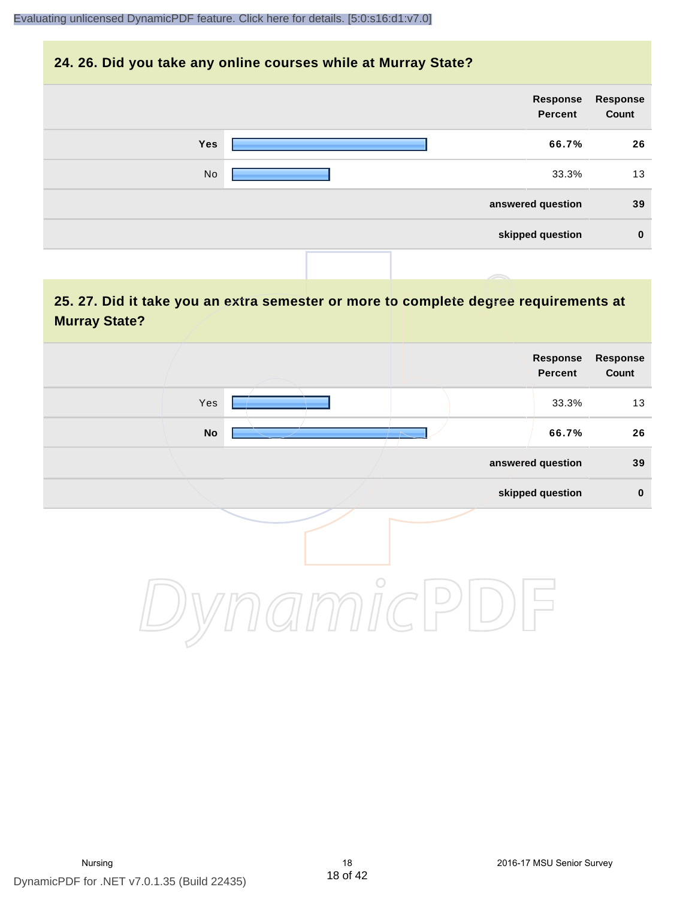## 24. 26. Did you take any online courses while at Murray State?

| | Response Percent | Response Count |
|---|---|---|
| **Yes** | **66.7%** | **26** |
| No | 33.3% | 13 |
| | **answered question** | **39** |
| | **skipped question** | **0** |

## 25. 27. Did it take you an extra semester or more to complete degree requirements at Murray State?

| | Response Percent | Response Count |
|---|---|---|
| Yes | 33.3% | 13 |
| **No** | **66.7%** | **26** |
| | **answered question** | **39** |
| | **skipped question** | **0** |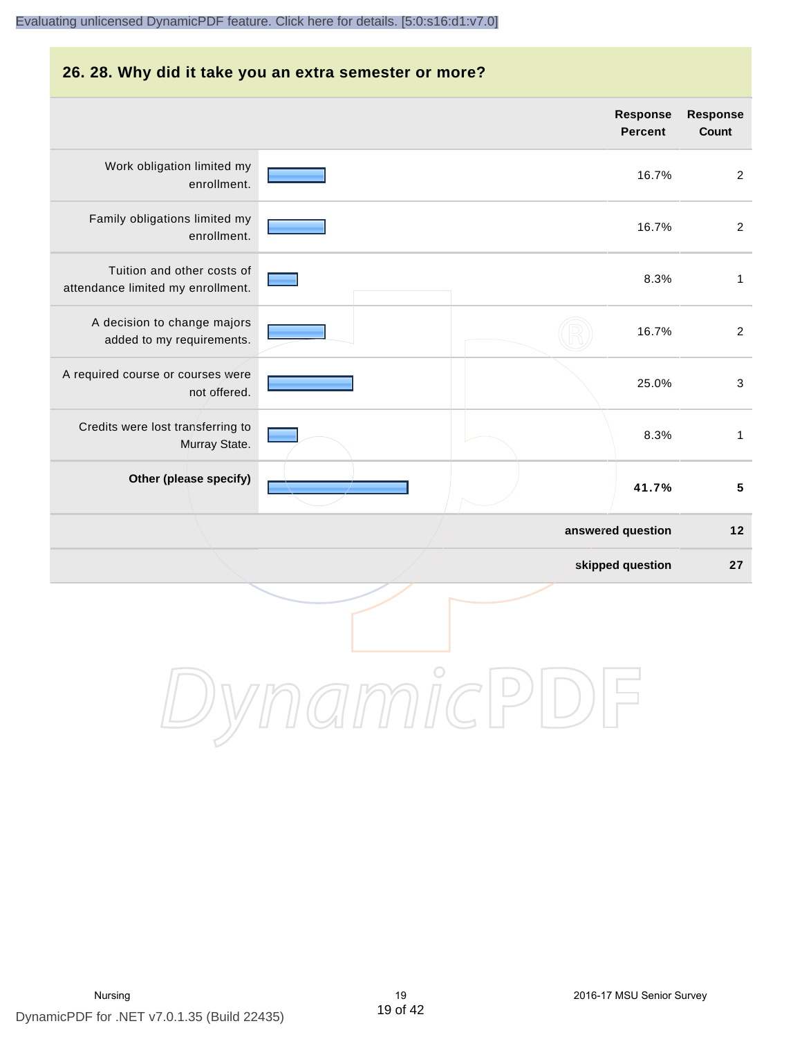## 26. 28. Why did it take you an extra semester or more?

| | Response Percent | Response Count |
|---|---|---|
| Work obligation limited my enrollment. | 16.7% | 2 |
| Family obligations limited my enrollment. | 16.7% | 2 |
| Tuition and other costs of attendance limited my enrollment. | 8.3% | 1 |
| A decision to change majors added to my requirements. | 16.7% | 2 |
| A required course or courses were not offered. | 25.0% | 3 |
| Credits were lost transferring to Murray State. | 8.3% | 1 |
| **Other (please specify)** | **41.7%** | **5** |
| | **answered question** | **12** |
| | **skipped question** | **27** |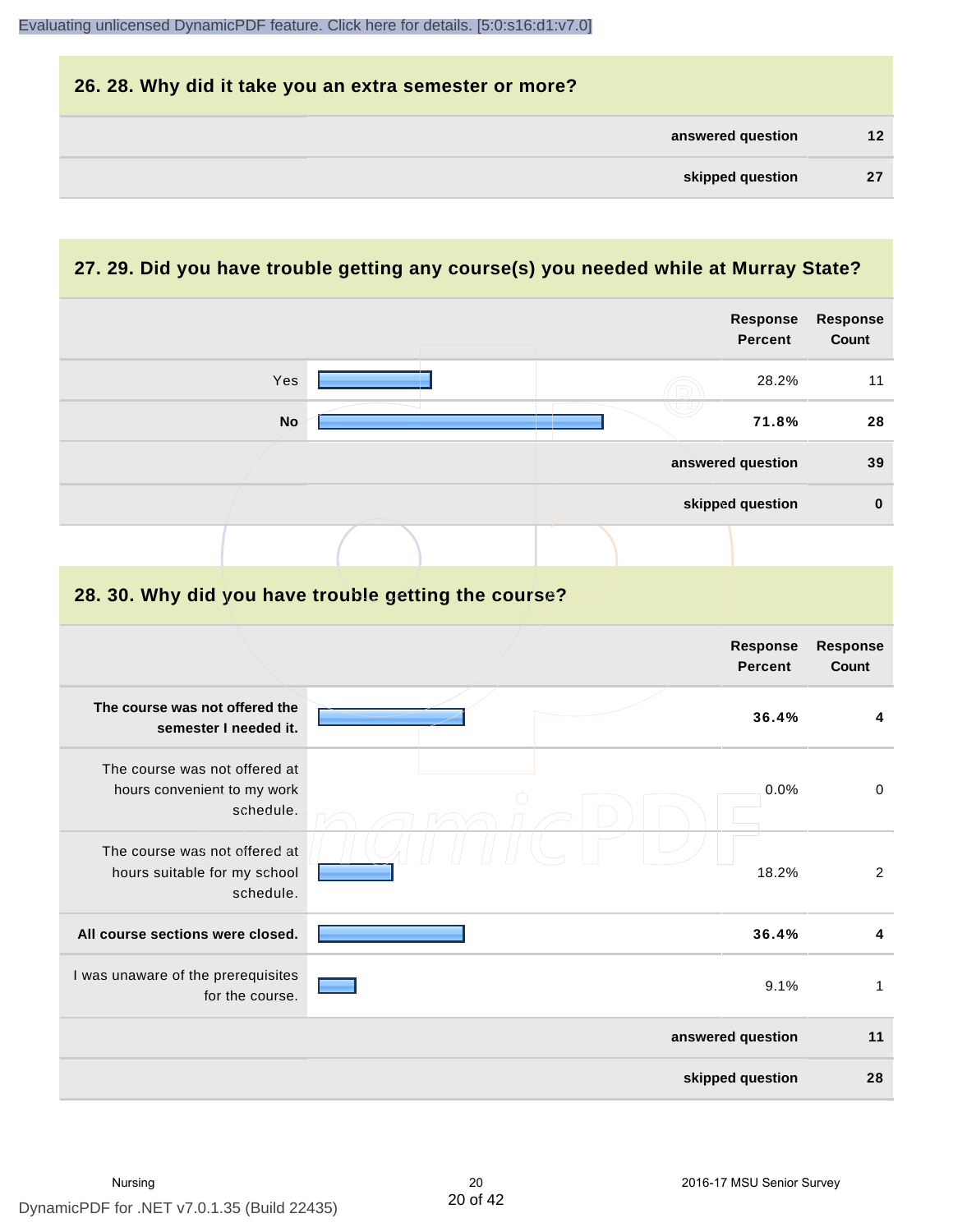## 26. 28. Why did it take you an extra semester or more?

| | |
|---|---|
| **answered question** | **12** |
| **skipped question** | **27** |

## 27. 29. Did you have trouble getting any course(s) you needed while at Murray State?

| | Response Percent | Response Count |
|---|---|---|
| Yes | 28.2% | 11 |
| **No** | **71.8%** | **28** |
| **answered question** | | **39** |
| **skipped question** | | **0** |

## 28. 30. Why did you have trouble getting the course?

| | Response Percent | Response Count |
|---|---|---|
| **The course was not offered the semester I needed it.** | **36.4%** | **4** |
| The course was not offered at hours convenient to my work schedule. | 0.0% | 0 |
| The course was not offered at hours suitable for my school schedule. | 18.2% | 2 |
| **All course sections were closed.** | **36.4%** | **4** |
| I was unaware of the prerequisites for the course. | 9.1% | 1 |
| **answered question** | | **11** |
| **skipped question** | | **28** |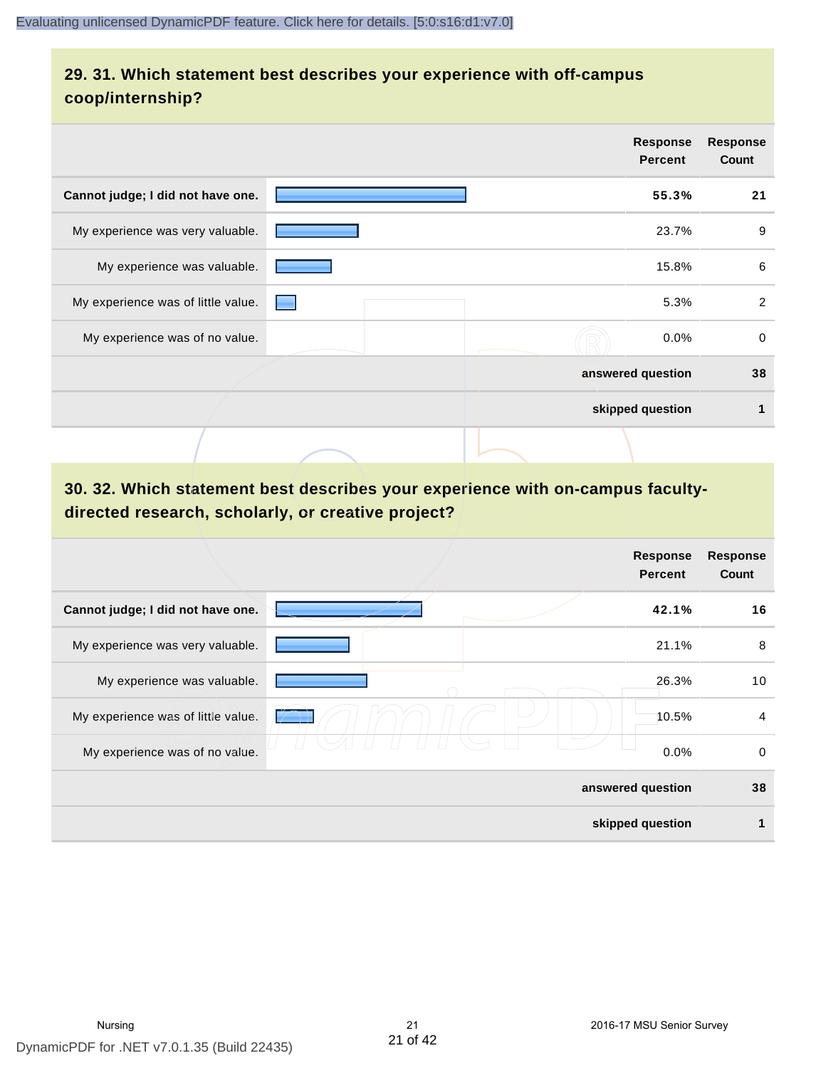## 29. 31. Which statement best describes your experience with off-campus coop/internship?

| | Response Percent | Response Count |
|---|---|---|
| **Cannot judge; I did not have one.** | **55.3%** | **21** |
| My experience was very valuable. | 23.7% | 9 |
| My experience was valuable. | 15.8% | 6 |
| My experience was of little value. | 5.3% | 2 |
| My experience was of no value. | 0.0% | 0 |
| | **answered question** | **38** |
| | **skipped question** | **1** |

## 30. 32. Which statement best describes your experience with on-campus faculty-directed research, scholarly, or creative project?

| | Response Percent | Response Count |
|---|---|---|
| **Cannot judge; I did not have one.** | **42.1%** | **16** |
| My experience was very valuable. | 21.1% | 8 |
| My experience was valuable. | 26.3% | 10 |
| My experience was of little value. | 10.5% | 4 |
| My experience was of no value. | 0.0% | 0 |
| | **answered question** | **38** |
| | **skipped question** | **1** |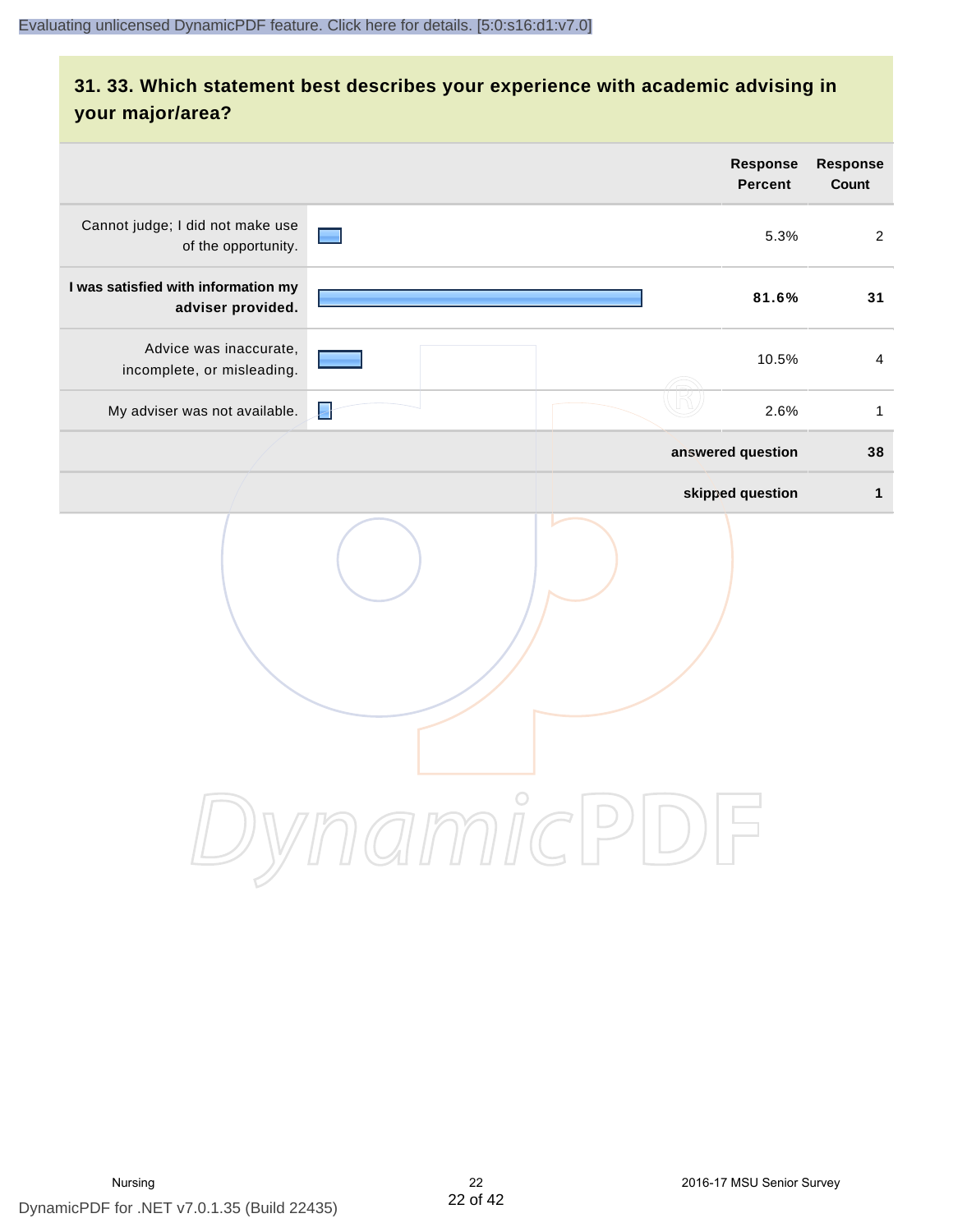## 31. 33. Which statement best describes your experience with academic advising in your major/area?

| | Response Percent | Response Count |
|---|---|---|
| Cannot judge; I did not make use of the opportunity. | 5.3% | 2 |
| **I was satisfied with information my adviser provided.** | **81.6%** | **31** |
| Advice was inaccurate, incomplete, or misleading. | 10.5% | 4 |
| My adviser was not available. | 2.6% | 1 |
| | **answered question** | **38** |
| | **skipped question** | **1** |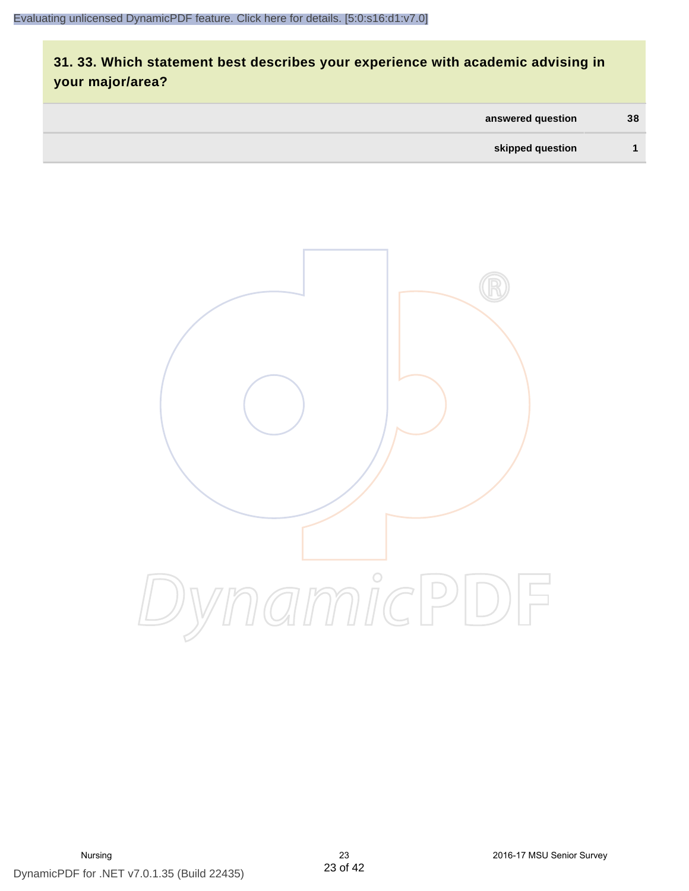## 31. 33. Which statement best describes your experience with academic advising in your major/area?

| | |
|---|---|
| answered question | 38 |
| skipped question | 1 |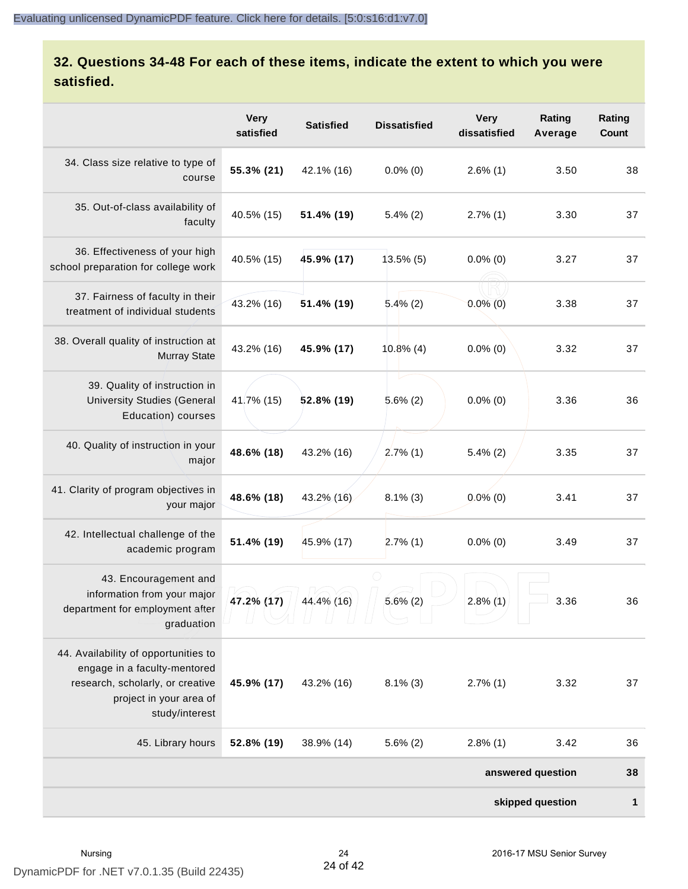## 32. Questions 34-48 For each of these items, indicate the extent to which you were satisfied.

| | Very satisfied | Satisfied | Dissatisfied | Very dissatisfied | Rating Average | Rating Count |
|---|---|---|---|---|---|---|
| 34. Class size relative to type of course | **55.3% (21)** | 42.1% (16) | 0.0% (0) | 2.6% (1) | 3.50 | 38 |
| 35. Out-of-class availability of faculty | 40.5% (15) | **51.4% (19)** | 5.4% (2) | 2.7% (1) | 3.30 | 37 |
| 36. Effectiveness of your high school preparation for college work | 40.5% (15) | **45.9% (17)** | 13.5% (5) | 0.0% (0) | 3.27 | 37 |
| 37. Fairness of faculty in their treatment of individual students | 43.2% (16) | **51.4% (19)** | 5.4% (2) | 0.0% (0) | 3.38 | 37 |
| 38. Overall quality of instruction at Murray State | 43.2% (16) | **45.9% (17)** | 10.8% (4) | 0.0% (0) | 3.32 | 37 |
| 39. Quality of instruction in University Studies (General Education) courses | 41.7% (15) | **52.8% (19)** | 5.6% (2) | 0.0% (0) | 3.36 | 36 |
| 40. Quality of instruction in your major | **48.6% (18)** | 43.2% (16) | 2.7% (1) | 5.4% (2) | 3.35 | 37 |
| 41. Clarity of program objectives in your major | **48.6% (18)** | 43.2% (16) | 8.1% (3) | 0.0% (0) | 3.41 | 37 |
| 42. Intellectual challenge of the academic program | **51.4% (19)** | 45.9% (17) | 2.7% (1) | 0.0% (0) | 3.49 | 37 |
| 43. Encouragement and information from your major department for employment after graduation | **47.2% (17)** | 44.4% (16) | 5.6% (2) | 2.8% (1) | 3.36 | 36 |
| 44. Availability of opportunities to engage in a faculty-mentored research, scholarly, or creative project in your area of study/interest | **45.9% (17)** | 43.2% (16) | 8.1% (3) | 2.7% (1) | 3.32 | 37 |
| 45. Library hours | **52.8% (19)** | 38.9% (14) | 5.6% (2) | 2.8% (1) | 3.42 | 36 |
| | | | | | **answered question** | **38** |
| | | | | | **skipped question** | **1** |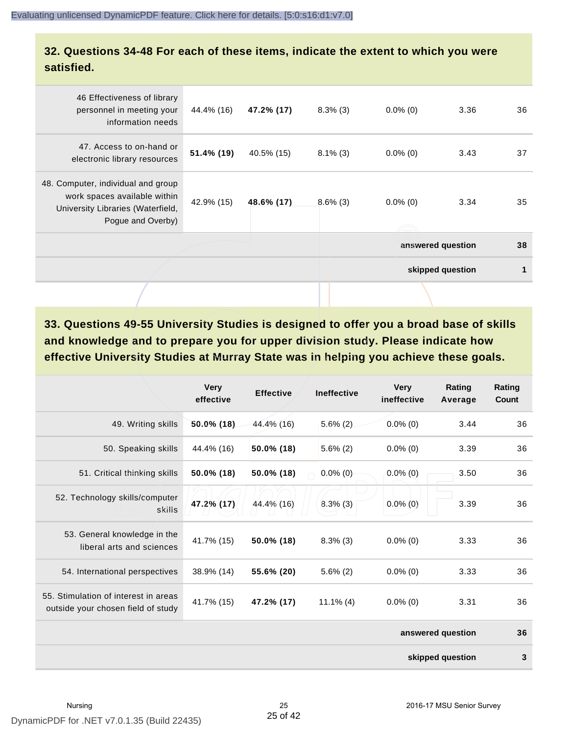## 32. Questions 34-48 For each of these items, indicate the extent to which you were satisfied.

| | | | | | | |
|---|---|---|---|---|---|---|
| 46 Effectiveness of library personnel in meeting your information needs | 44.4% (16) | **47.2% (17)** | 8.3% (3) | 0.0% (0) | 3.36 | 36 |
| 47. Access to on-hand or electronic library resources | **51.4% (19)** | 40.5% (15) | 8.1% (3) | 0.0% (0) | 3.43 | 37 |
| 48. Computer, individual and group work spaces available within University Libraries (Waterfield, Pogue and Overby) | 42.9% (15) | **48.6% (17)** | 8.6% (3) | 0.0% (0) | 3.34 | 35 |
| | | | | | **answered question** | **38** |
| | | | | | **skipped question** | **1** |

## 33. Questions 49-55 University Studies is designed to offer you a broad base of skills and knowledge and to prepare you for upper division study. Please indicate how effective University Studies at Murray State was in helping you achieve these goals.

| | Very effective | Effective | Ineffective | Very ineffective | Rating Average | Rating Count |
|---|---|---|---|---|---|---|
| 49. Writing skills | **50.0% (18)** | 44.4% (16) | 5.6% (2) | 0.0% (0) | 3.44 | 36 |
| 50. Speaking skills | 44.4% (16) | **50.0% (18)** | 5.6% (2) | 0.0% (0) | 3.39 | 36 |
| 51. Critical thinking skills | **50.0% (18)** | **50.0% (18)** | 0.0% (0) | 0.0% (0) | 3.50 | 36 |
| 52. Technology skills/computer skills | **47.2% (17)** | 44.4% (16) | 8.3% (3) | 0.0% (0) | 3.39 | 36 |
| 53. General knowledge in the liberal arts and sciences | 41.7% (15) | **50.0% (18)** | 8.3% (3) | 0.0% (0) | 3.33 | 36 |
| 54. International perspectives | 38.9% (14) | **55.6% (20)** | 5.6% (2) | 0.0% (0) | 3.33 | 36 |
| 55. Stimulation of interest in areas outside your chosen field of study | 41.7% (15) | **47.2% (17)** | 11.1% (4) | 0.0% (0) | 3.31 | 36 |
| | | | | | **answered question** | **36** |
| | | | | | **skipped question** | **3** |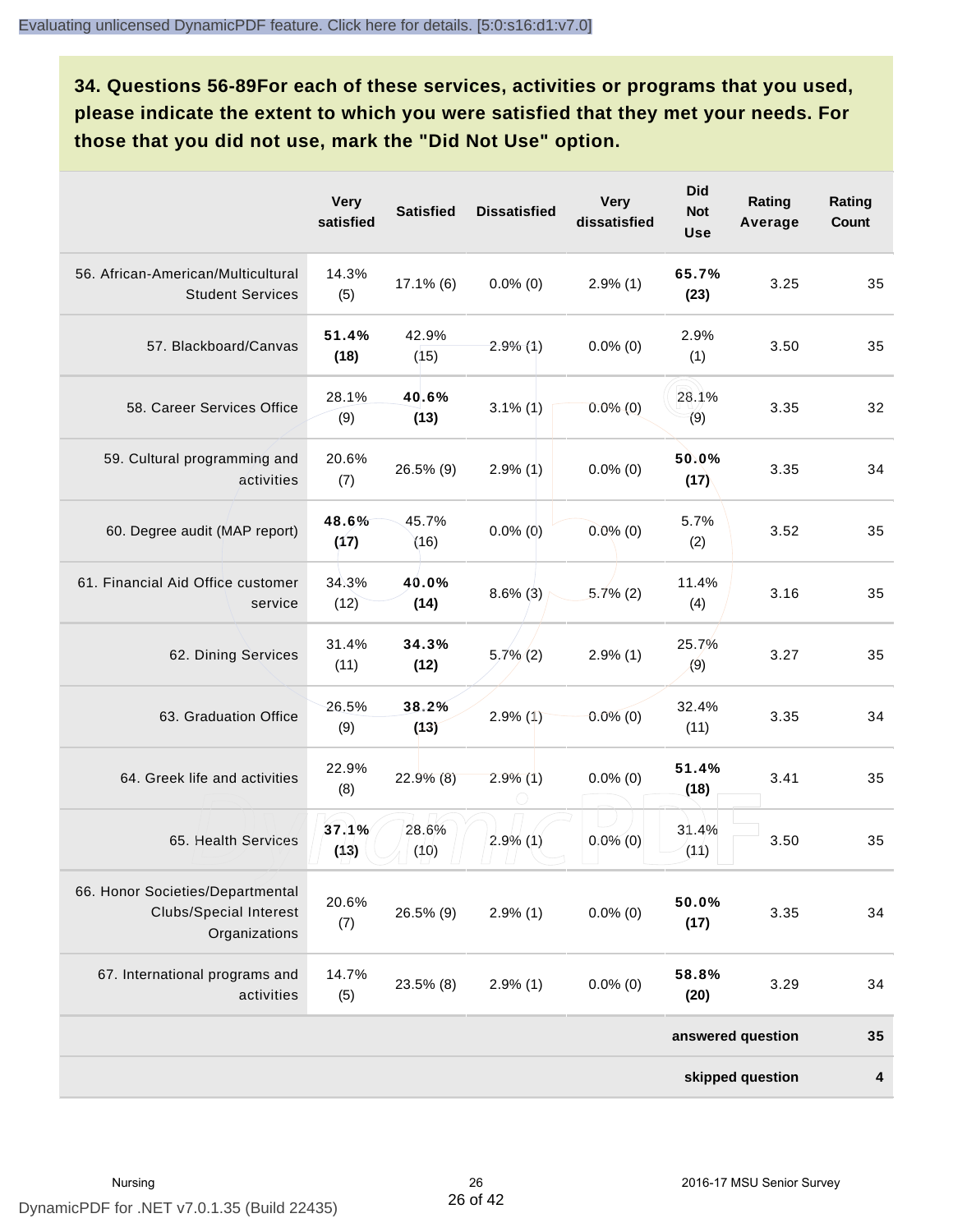### 34. Questions 56-89For each of these services, activities or programs that you used, please indicate the extent to which you were satisfied that they met your needs. For those that you did not use, mark the "Did Not Use" option.

| | Very satisfied | Satisfied | Dissatisfied | Very dissatisfied | Did Not Use | Rating Average | Rating Count |
|---|---|---|---|---|---|---|---|
| 56. African-American/Multicultural Student Services | 14.3% (5) | 17.1% (6) | 0.0% (0) | 2.9% (1) | **65.7% (23)** | 3.25 | 35 |
| 57. Blackboard/Canvas | **51.4% (18)** | 42.9% (15) | 2.9% (1) | 0.0% (0) | 2.9% (1) | 3.50 | 35 |
| 58. Career Services Office | 28.1% (9) | **40.6% (13)** | 3.1% (1) | 0.0% (0) | 28.1% (9) | 3.35 | 32 |
| 59. Cultural programming and activities | 20.6% (7) | 26.5% (9) | 2.9% (1) | 0.0% (0) | **50.0% (17)** | 3.35 | 34 |
| 60. Degree audit (MAP report) | **48.6% (17)** | 45.7% (16) | 0.0% (0) | 0.0% (0) | 5.7% (2) | 3.52 | 35 |
| 61. Financial Aid Office customer service | 34.3% (12) | **40.0% (14)** | 8.6% (3) | 5.7% (2) | 11.4% (4) | 3.16 | 35 |
| 62. Dining Services | 31.4% (11) | **34.3% (12)** | 5.7% (2) | 2.9% (1) | 25.7% (9) | 3.27 | 35 |
| 63. Graduation Office | 26.5% (9) | **38.2% (13)** | 2.9% (1) | 0.0% (0) | 32.4% (11) | 3.35 | 34 |
| 64. Greek life and activities | 22.9% (8) | 22.9% (8) | 2.9% (1) | 0.0% (0) | **51.4% (18)** | 3.41 | 35 |
| 65. Health Services | **37.1% (13)** | 28.6% (10) | 2.9% (1) | 0.0% (0) | 31.4% (11) | 3.50 | 35 |
| 66. Honor Societies/Departmental Clubs/Special Interest Organizations | 20.6% (7) | 26.5% (9) | 2.9% (1) | 0.0% (0) | **50.0% (17)** | 3.35 | 34 |
| 67. International programs and activities | 14.7% (5) | 23.5% (8) | 2.9% (1) | 0.0% (0) | **58.8% (20)** | 3.29 | 34 |
| | | | | | | **answered question** | **35** |
| | | | | | | **skipped question** | **4** |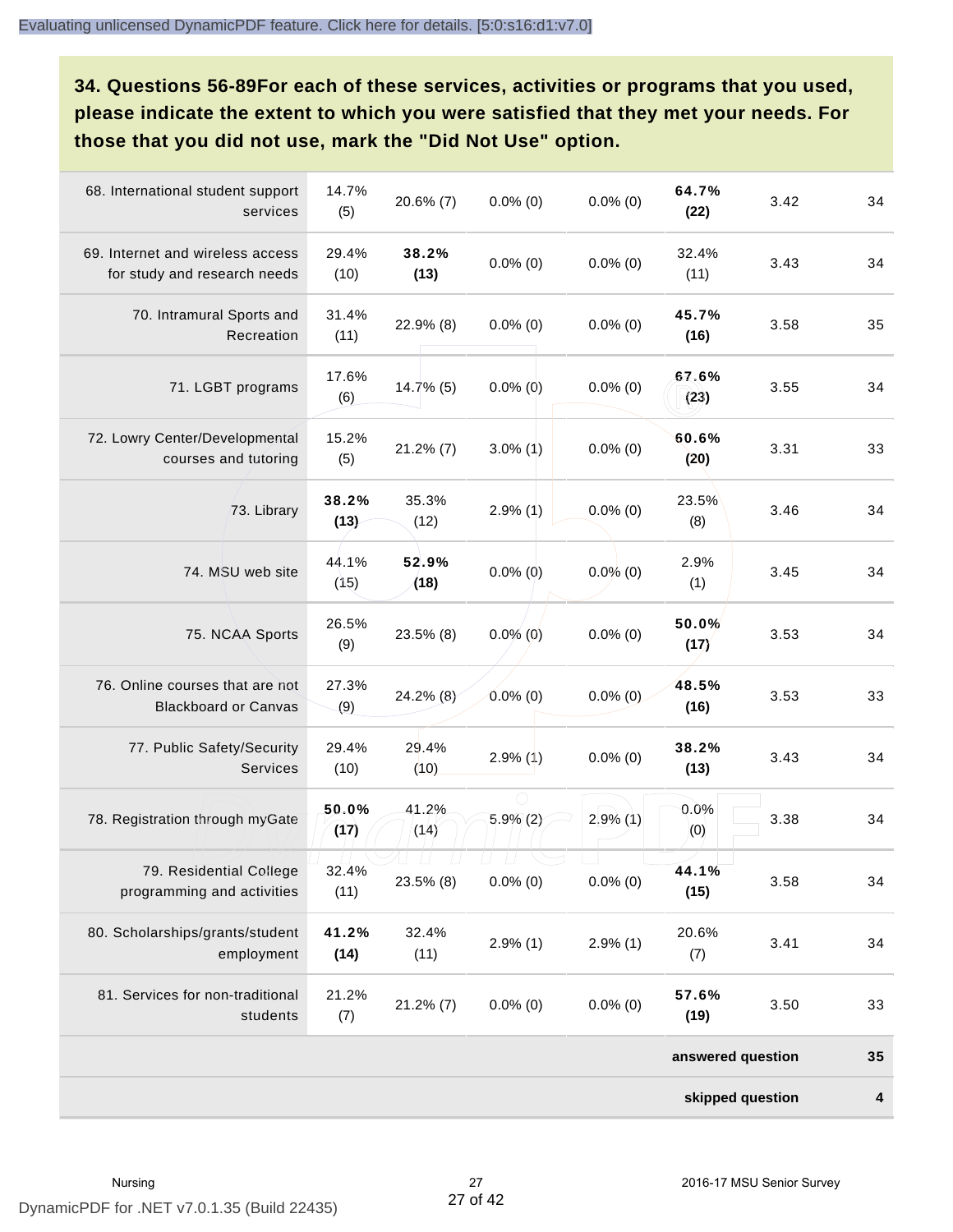**34. Questions 56-89For each of these services, activities or programs that you used, please indicate the extent to which you were satisfied that they met your needs. For those that you did not use, mark the "Did Not Use" option.**

| | | | | | | | |
|---|---|---|---|---|---|---|---|
| 68. International student support services | 14.7% (5) | 20.6% (7) | 0.0% (0) | 0.0% (0) | **64.7% (22)** | 3.42 | 34 |
| 69. Internet and wireless access for study and research needs | 29.4% (10) | **38.2% (13)** | 0.0% (0) | 0.0% (0) | 32.4% (11) | 3.43 | 34 |
| 70. Intramural Sports and Recreation | 31.4% (11) | 22.9% (8) | 0.0% (0) | 0.0% (0) | **45.7% (16)** | 3.58 | 35 |
| 71. LGBT programs | 17.6% (6) | 14.7% (5) | 0.0% (0) | 0.0% (0) | **67.6% (23)** | 3.55 | 34 |
| 72. Lowry Center/Developmental courses and tutoring | 15.2% (5) | 21.2% (7) | 3.0% (1) | 0.0% (0) | **60.6% (20)** | 3.31 | 33 |
| 73. Library | **38.2% (13)** | 35.3% (12) | 2.9% (1) | 0.0% (0) | 23.5% (8) | 3.46 | 34 |
| 74. MSU web site | 44.1% (15) | **52.9% (18)** | 0.0% (0) | 0.0% (0) | 2.9% (1) | 3.45 | 34 |
| 75. NCAA Sports | 26.5% (9) | 23.5% (8) | 0.0% (0) | 0.0% (0) | **50.0% (17)** | 3.53 | 34 |
| 76. Online courses that are not Blackboard or Canvas | 27.3% (9) | 24.2% (8) | 0.0% (0) | 0.0% (0) | **48.5% (16)** | 3.53 | 33 |
| 77. Public Safety/Security Services | 29.4% (10) | 29.4% (10) | 2.9% (1) | 0.0% (0) | **38.2% (13)** | 3.43 | 34 |
| 78. Registration through myGate | **50.0% (17)** | 41.2% (14) | 5.9% (2) | 2.9% (1) | 0.0% (0) | 3.38 | 34 |
| 79. Residential College programming and activities | 32.4% (11) | 23.5% (8) | 0.0% (0) | 0.0% (0) | **44.1% (15)** | 3.58 | 34 |
| 80. Scholarships/grants/student employment | **41.2% (14)** | 32.4% (11) | 2.9% (1) | 2.9% (1) | 20.6% (7) | 3.41 | 34 |
| 81. Services for non-traditional students | 21.2% (7) | 21.2% (7) | 0.0% (0) | 0.0% (0) | **57.6% (19)** | 3.50 | 33 |
| | | | | | | **answered question** | **35** |
| | | | | | | **skipped question** | **4** |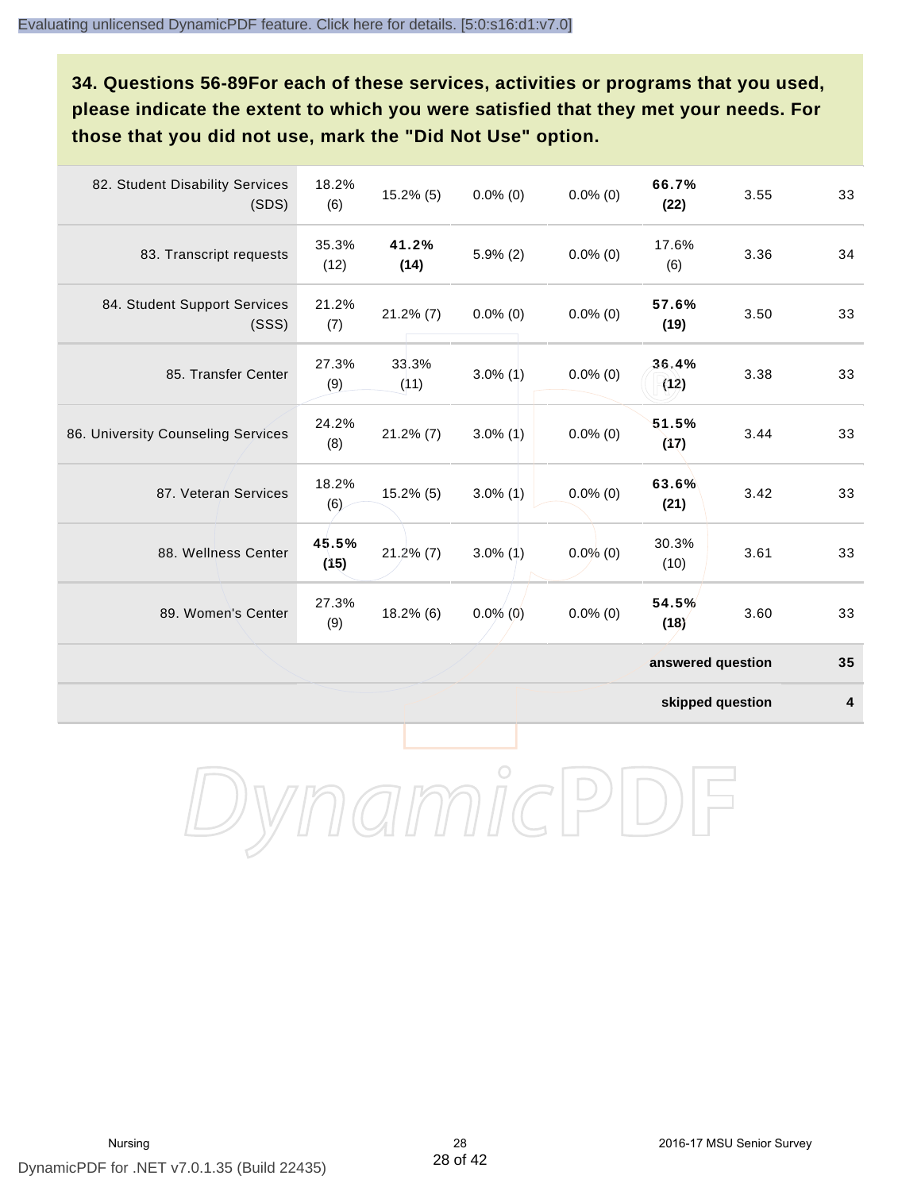**34. Questions 56-89For each of these services, activities or programs that you used, please indicate the extent to which you were satisfied that they met your needs. For those that you did not use, mark the "Did Not Use" option.**

| | | | | | | | |
|---|---|---|---|---|---|---|---|
| 82. Student Disability Services (SDS) | 18.2% (6) | 15.2% (5) | 0.0% (0) | 0.0% (0) | **66.7% (22)** | 3.55 | 33 |
| 83. Transcript requests | 35.3% (12) | **41.2% (14)** | 5.9% (2) | 0.0% (0) | 17.6% (6) | 3.36 | 34 |
| 84. Student Support Services (SSS) | 21.2% (7) | 21.2% (7) | 0.0% (0) | 0.0% (0) | **57.6% (19)** | 3.50 | 33 |
| 85. Transfer Center | 27.3% (9) | 33.3% (11) | 3.0% (1) | 0.0% (0) | **36.4% (12)** | 3.38 | 33 |
| 86. University Counseling Services | 24.2% (8) | 21.2% (7) | 3.0% (1) | 0.0% (0) | **51.5% (17)** | 3.44 | 33 |
| 87. Veteran Services | 18.2% (6) | 15.2% (5) | 3.0% (1) | 0.0% (0) | **63.6% (21)** | 3.42 | 33 |
| 88. Wellness Center | **45.5% (15)** | 21.2% (7) | 3.0% (1) | 0.0% (0) | 30.3% (10) | 3.61 | 33 |
| 89. Women's Center | 27.3% (9) | 18.2% (6) | 0.0% (0) | 0.0% (0) | **54.5% (18)** | 3.60 | 33 |
| | | | | | | **answered question** | **35** |
| | | | | | | **skipped question** | **4** |

Nursing

2016-17 MSU Senior Survey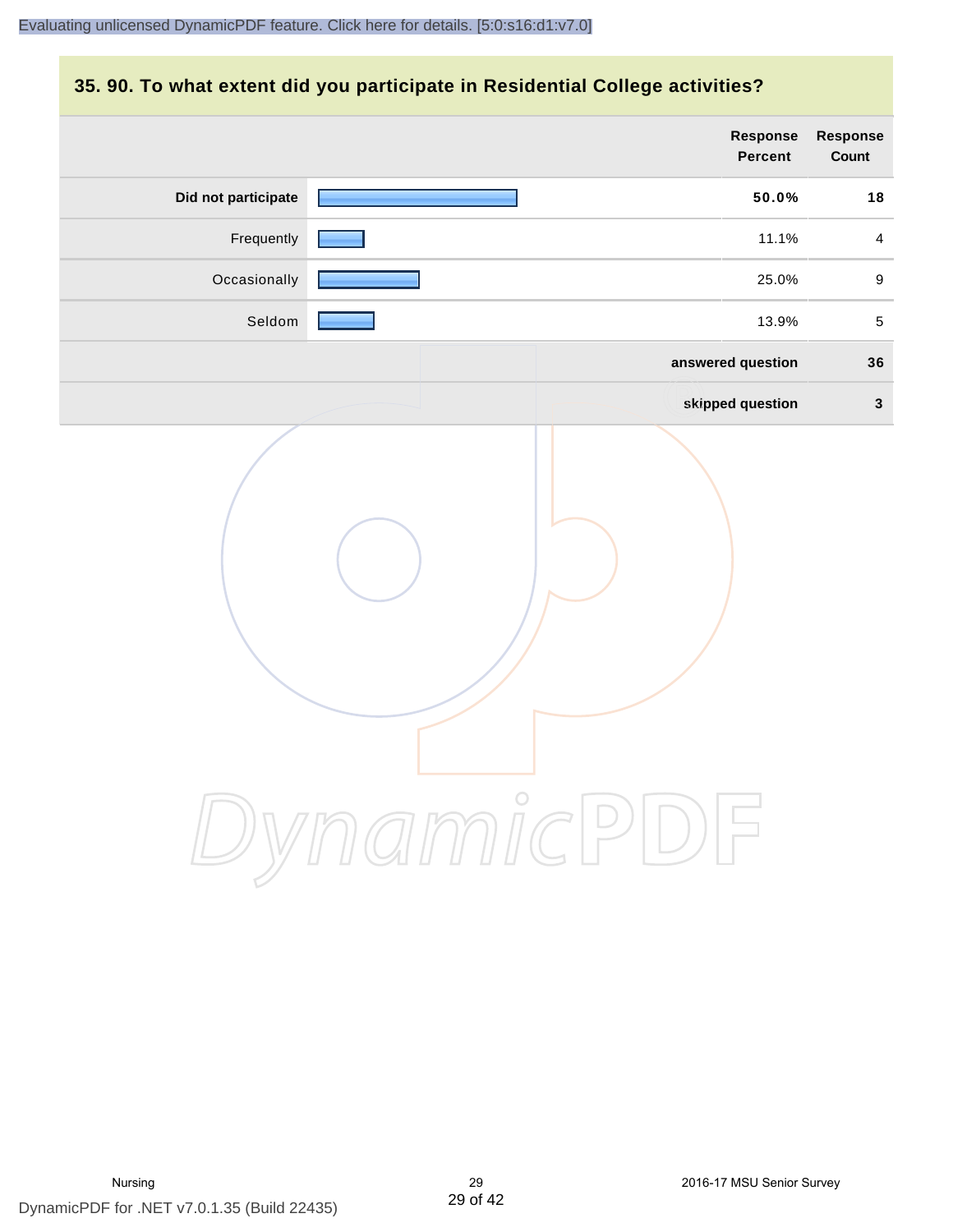## 35. 90. To what extent did you participate in Residential College activities?

| | Response Percent | Response Count |
|---|---|---|
| **Did not participate** | **50.0%** | **18** |
| Frequently | 11.1% | 4 |
| Occasionally | 25.0% | 9 |
| Seldom | 13.9% | 5 |
| | **answered question** | **36** |
| | **skipped question** | **3** |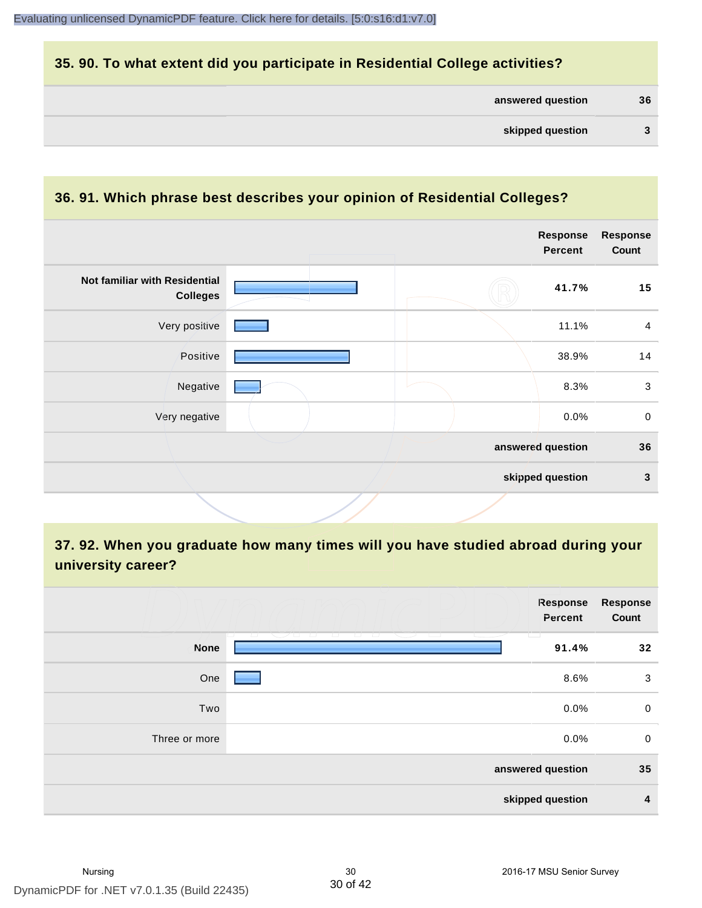## 35. 90. To what extent did you participate in Residential College activities?

| | |
|---|---|
| answered question | 36 |
| skipped question | 3 |

## 36. 91. Which phrase best describes your opinion of Residential Colleges?

| | Response Percent | Response Count |
|---|---|---|
| **Not familiar with Residential Colleges** | **41.7%** | **15** |
| Very positive | 11.1% | 4 |
| Positive | 38.9% | 14 |
| Negative | 8.3% | 3 |
| Very negative | 0.0% | 0 |
| | answered question | 36 |
| | skipped question | 3 |

## 37. 92. When you graduate how many times will you have studied abroad during your university career?

| | Response Percent | Response Count |
|---|---|---|
| **None** | **91.4%** | **32** |
| One | 8.6% | 3 |
| Two | 0.0% | 0 |
| Three or more | 0.0% | 0 |
| | answered question | 35 |
| | skipped question | 4 |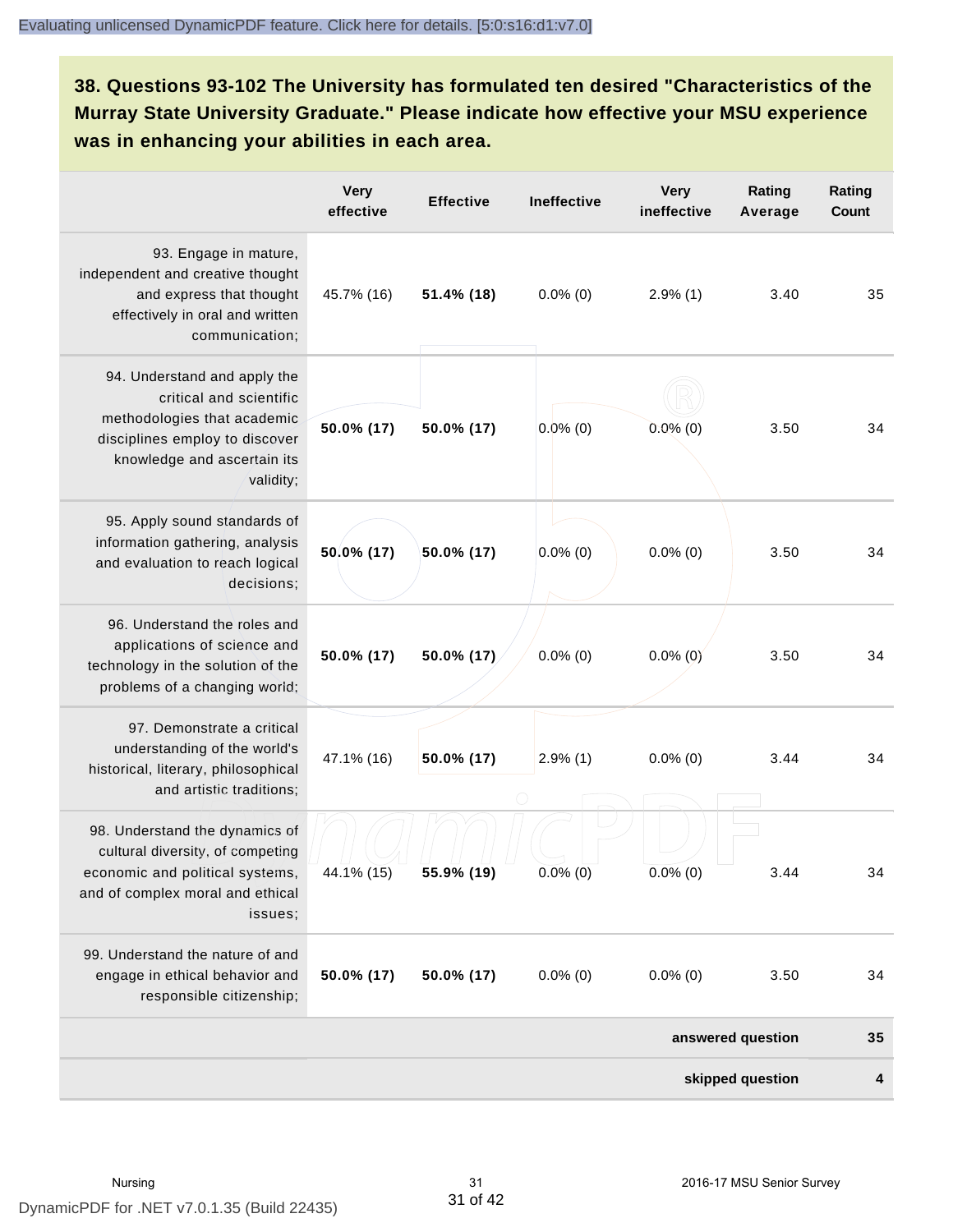## 38. Questions 93-102 The University has formulated ten desired "Characteristics of the Murray State University Graduate." Please indicate how effective your MSU experience was in enhancing your abilities in each area.

| | Very effective | Effective | Ineffective | Very ineffective | Rating Average | Rating Count |
|---|---|---|---|---|---|---|
| 93. Engage in mature, independent and creative thought and express that thought effectively in oral and written communication; | 45.7% (16) | **51.4% (18)** | 0.0% (0) | 2.9% (1) | 3.40 | 35 |
| 94. Understand and apply the critical and scientific methodologies that academic disciplines employ to discover knowledge and ascertain its validity; | **50.0% (17)** | **50.0% (17)** | 0.0% (0) | 0.0% (0) | 3.50 | 34 |
| 95. Apply sound standards of information gathering, analysis and evaluation to reach logical decisions; | **50.0% (17)** | **50.0% (17)** | 0.0% (0) | 0.0% (0) | 3.50 | 34 |
| 96. Understand the roles and applications of science and technology in the solution of the problems of a changing world; | **50.0% (17)** | **50.0% (17)** | 0.0% (0) | 0.0% (0) | 3.50 | 34 |
| 97. Demonstrate a critical understanding of the world's historical, literary, philosophical and artistic traditions; | 47.1% (16) | **50.0% (17)** | 2.9% (1) | 0.0% (0) | 3.44 | 34 |
| 98. Understand the dynamics of cultural diversity, of competing economic and political systems, and of complex moral and ethical issues; | 44.1% (15) | **55.9% (19)** | 0.0% (0) | 0.0% (0) | 3.44 | 34 |
| 99. Understand the nature of and engage in ethical behavior and responsible citizenship; | **50.0% (17)** | **50.0% (17)** | 0.0% (0) | 0.0% (0) | 3.50 | 34 |
| | | | | | **answered question** | **35** |
| | | | | | **skipped question** | **4** |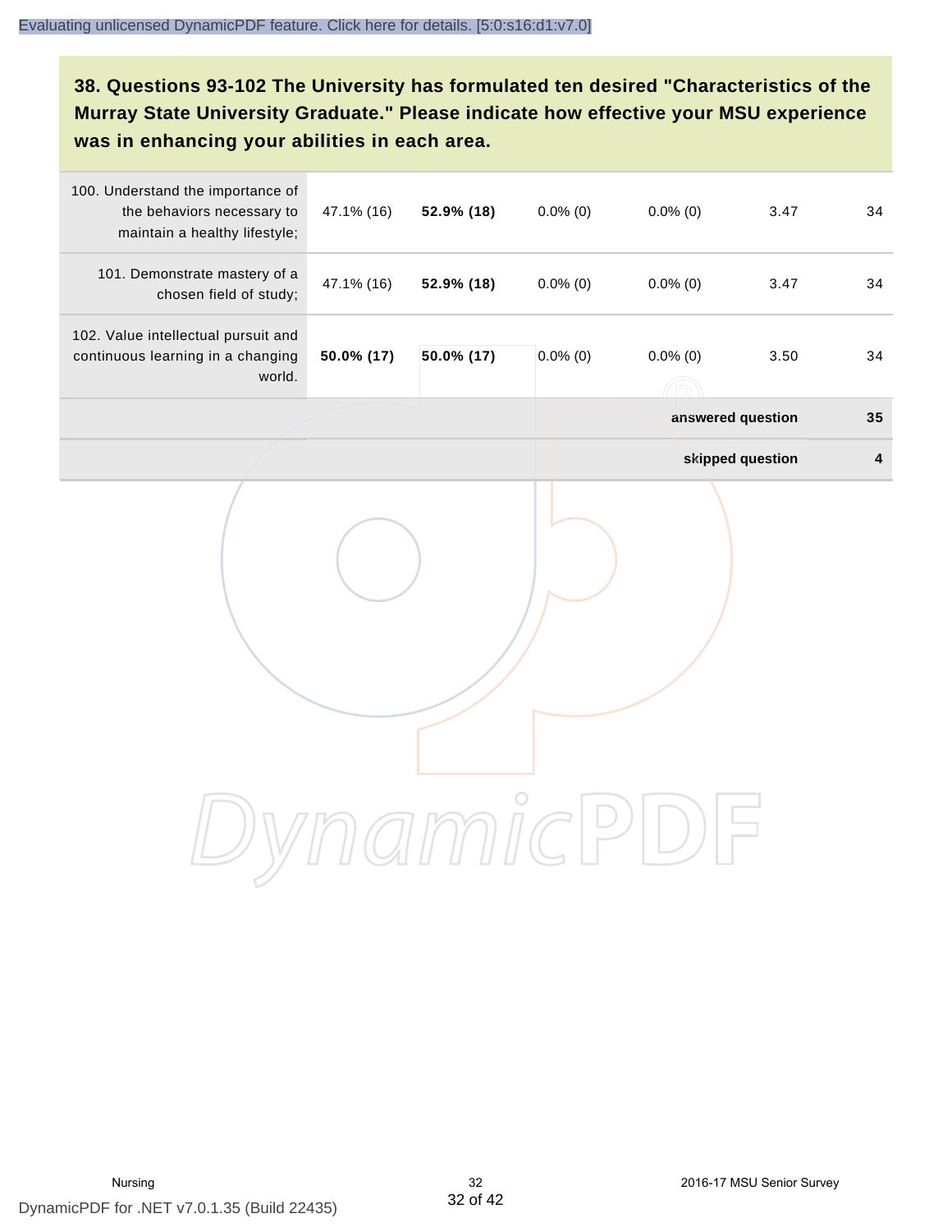### 38. Questions 93-102 The University has formulated ten desired "Characteristics of the Murray State University Graduate." Please indicate how effective your MSU experience was in enhancing your abilities in each area.

| | | | | | | |
|---|---|---|---|---|---|---|
| 100. Understand the importance of the behaviors necessary to maintain a healthy lifestyle; | 47.1% (16) | **52.9% (18)** | 0.0% (0) | 0.0% (0) | 3.47 | 34 |
| 101. Demonstrate mastery of a chosen field of study; | 47.1% (16) | **52.9% (18)** | 0.0% (0) | 0.0% (0) | 3.47 | 34 |
| 102. Value intellectual pursuit and continuous learning in a changing world. | **50.0% (17)** | **50.0% (17)** | 0.0% (0) | 0.0% (0) | 3.50 | 34 |
| | | | | | **answered question** | **35** |
| | | | | | **skipped question** | **4** |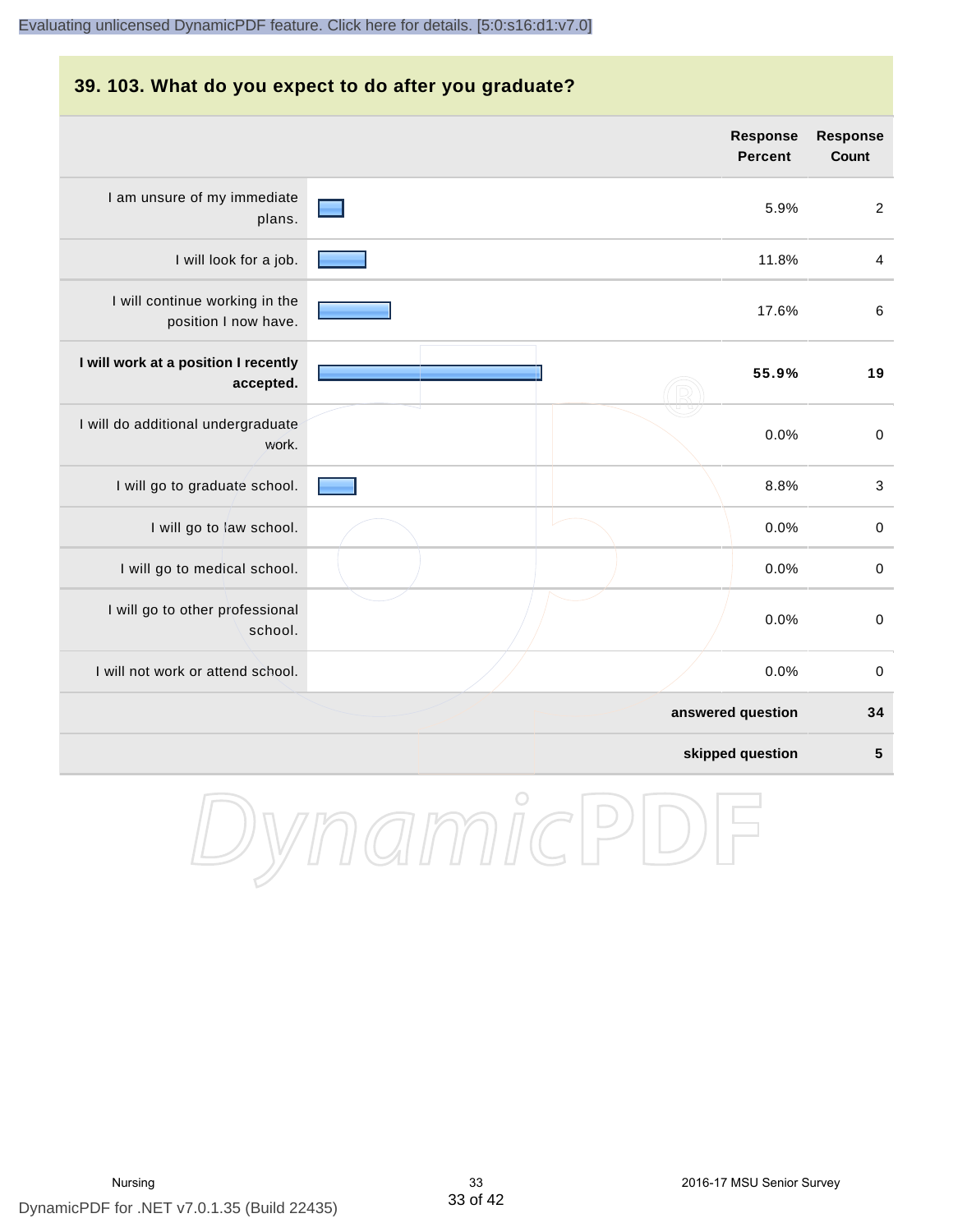## 39. 103. What do you expect to do after you graduate?

| | Response Percent | Response Count |
|---|---|---|
| I am unsure of my immediate plans. | 5.9% | 2 |
| I will look for a job. | 11.8% | 4 |
| I will continue working in the position I now have. | 17.6% | 6 |
| **I will work at a position I recently accepted.** | **55.9%** | **19** |
| I will do additional undergraduate work. | 0.0% | 0 |
| I will go to graduate school. | 8.8% | 3 |
| I will go to law school. | 0.0% | 0 |
| I will go to medical school. | 0.0% | 0 |
| I will go to other professional school. | 0.0% | 0 |
| I will not work or attend school. | 0.0% | 0 |
| | **answered question** | **34** |
| | **skipped question** | **5** |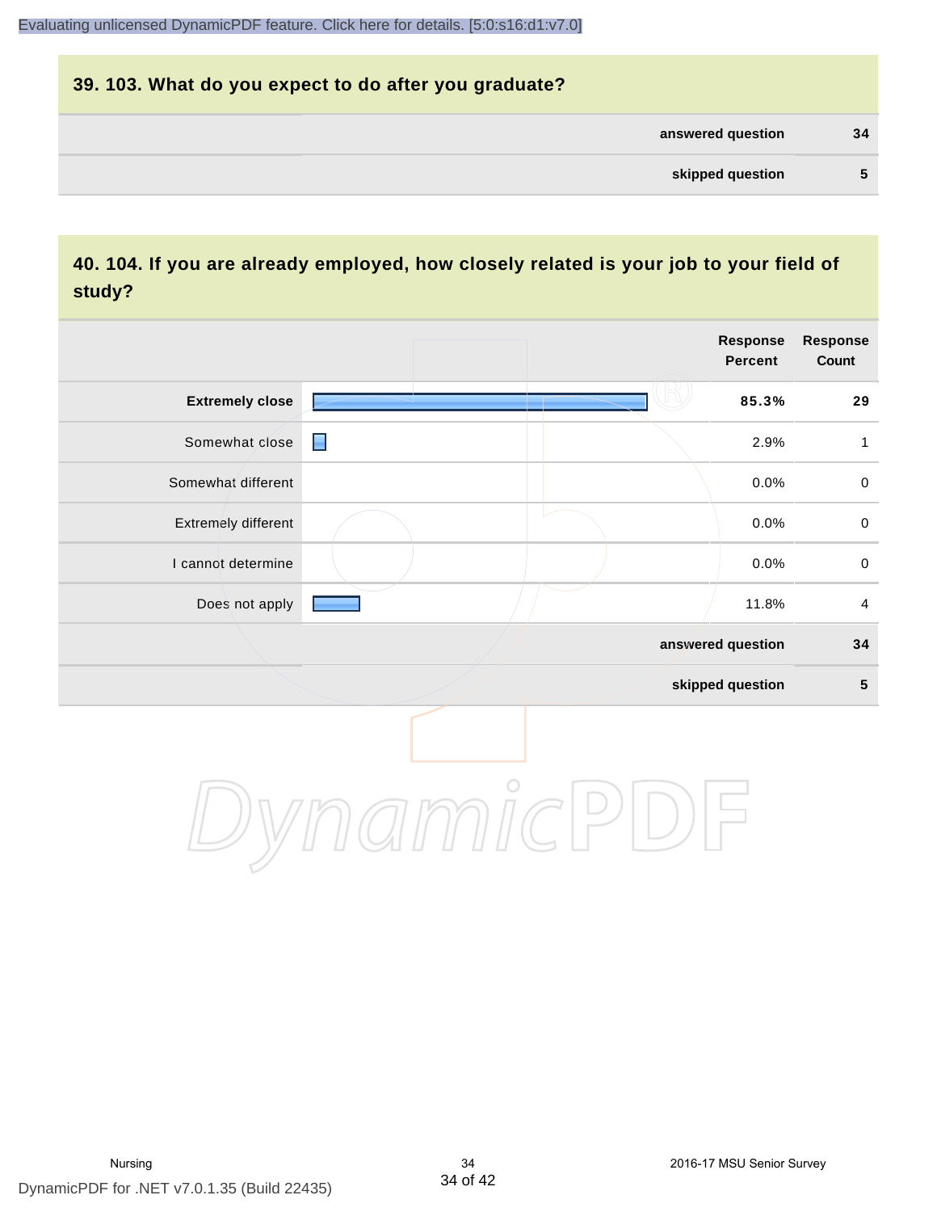## 39. 103. What do you expect to do after you graduate?

| | |
|---|---|
| **answered question** | **34** |
| **skipped question** | **5** |

## 40. 104. If you are already employed, how closely related is your job to your field of study?

| | Response Percent | Response Count |
|---|---|---|
| **Extremely close** | **85.3%** | **29** |
| Somewhat close | 2.9% | 1 |
| Somewhat different | 0.0% | 0 |
| Extremely different | 0.0% | 0 |
| I cannot determine | 0.0% | 0 |
| Does not apply | 11.8% | 4 |
| **answered question** | | **34** |
| **skipped question** | | **5** |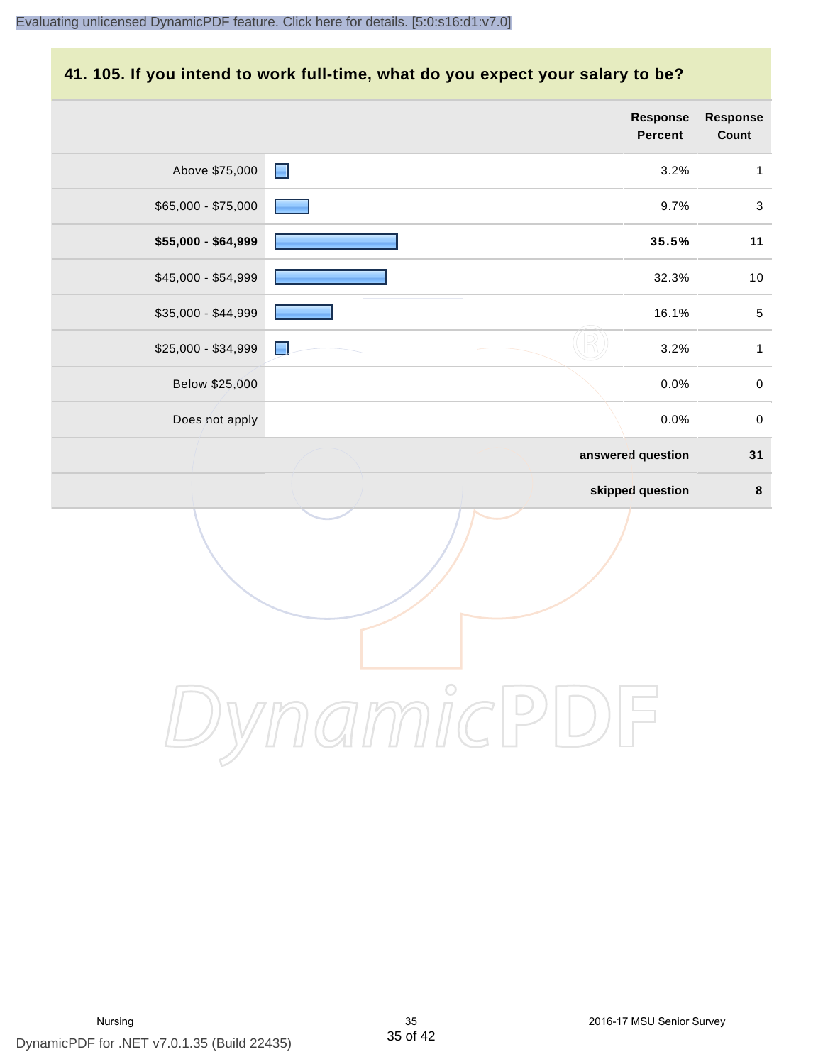## 41. 105. If you intend to work full-time, what do you expect your salary to be?

| | Response Percent | Response Count |
|---|---|---|
| Above $75,000 | 3.2% | 1 |
| $65,000 - $75,000 | 9.7% | 3 |
| **$55,000 - $64,999** | **35.5%** | **11** |
| $45,000 - $54,999 | 32.3% | 10 |
| $35,000 - $44,999 | 16.1% | 5 |
| $25,000 - $34,999 | 3.2% | 1 |
| Below $25,000 | 0.0% | 0 |
| Does not apply | 0.0% | 0 |
| | **answered question** | **31** |
| | **skipped question** | **8** |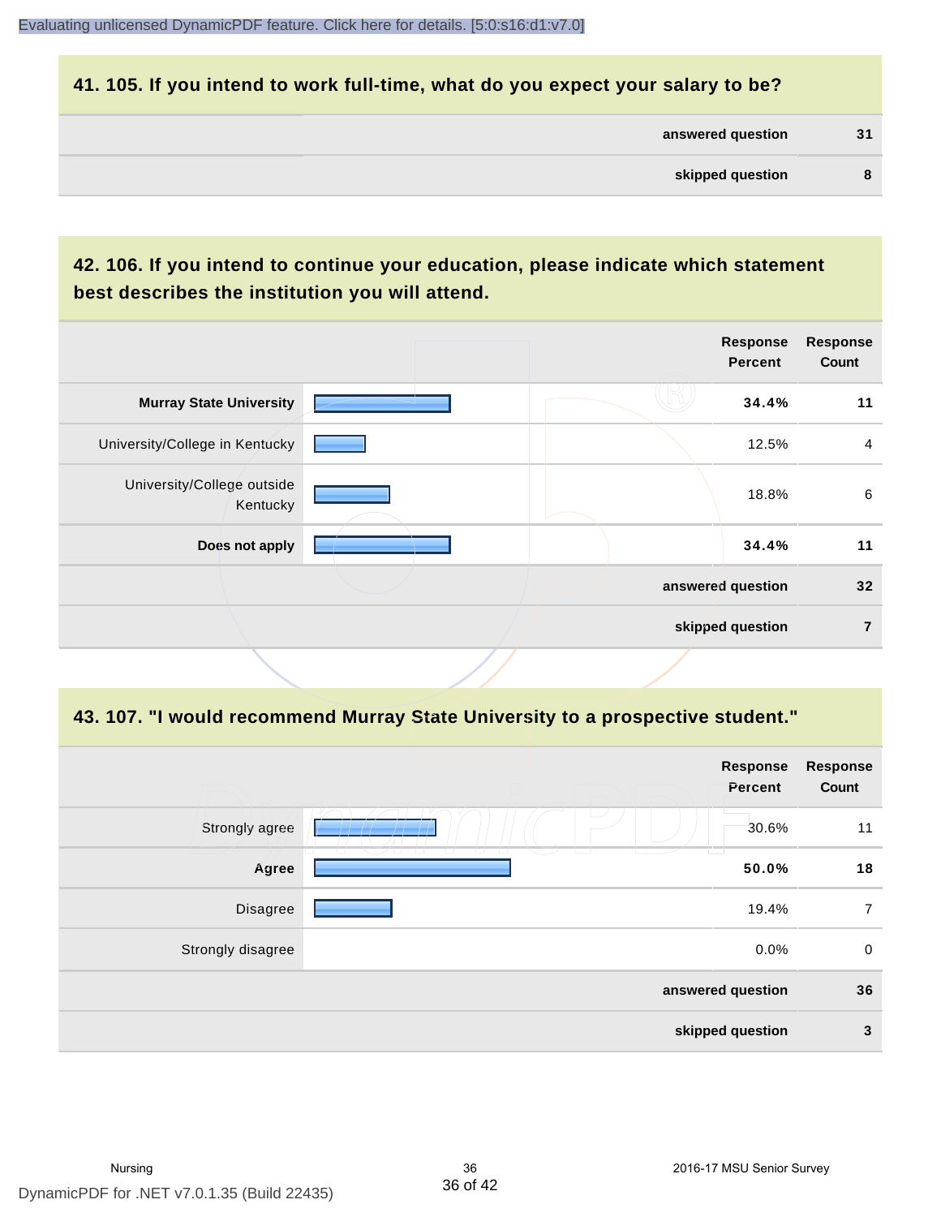## 41. 105. If you intend to work full-time, what do you expect your salary to be?

| | |
|---|---|
| **answered question** | **31** |
| **skipped question** | **8** |

## 42. 106. If you intend to continue your education, please indicate which statement best describes the institution you will attend.

| | Response Percent | Response Count |
|---|---|---|
| **Murray State University** | **34.4%** | **11** |
| University/College in Kentucky | 12.5% | 4 |
| University/College outside Kentucky | 18.8% | 6 |
| **Does not apply** | **34.4%** | **11** |
| **answered question** | | **32** |
| **skipped question** | | **7** |

## 43. 107. "I would recommend Murray State University to a prospective student."

| | Response Percent | Response Count |
|---|---|---|
| Strongly agree | 30.6% | 11 |
| **Agree** | **50.0%** | **18** |
| Disagree | 19.4% | 7 |
| Strongly disagree | 0.0% | 0 |
| **answered question** | | **36** |
| **skipped question** | | **3** |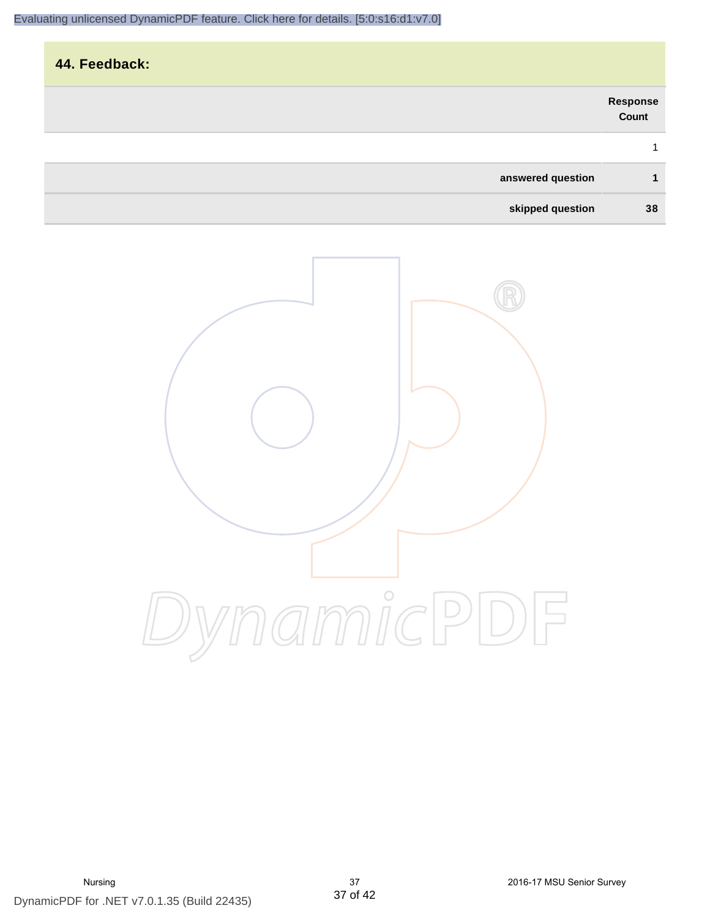## 44. Feedback:

| | Response Count |
|---|---|
| | 1 |
| **answered question** | **1** |
| **skipped question** | **38** |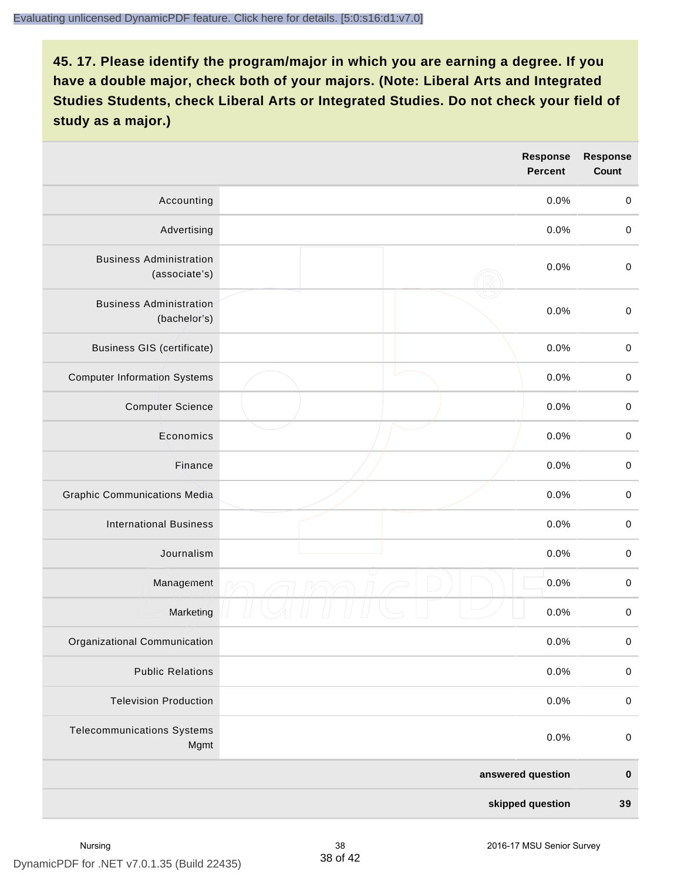## 45. 17. Please identify the program/major in which you are earning a degree. If you have a double major, check both of your majors. (Note: Liberal Arts and Integrated Studies Students, check Liberal Arts or Integrated Studies. Do not check your field of study as a major.)

| | | Response Percent | Response Count |
|---|---|---|---|
| Accounting | | 0.0% | 0 |
| Advertising | | 0.0% | 0 |
| Business Administration (associate's) | | 0.0% | 0 |
| Business Administration (bachelor's) | | 0.0% | 0 |
| Business GIS (certificate) | | 0.0% | 0 |
| Computer Information Systems | | 0.0% | 0 |
| Computer Science | | 0.0% | 0 |
| Economics | | 0.0% | 0 |
| Finance | | 0.0% | 0 |
| Graphic Communications Media | | 0.0% | 0 |
| International Business | | 0.0% | 0 |
| Journalism | | 0.0% | 0 |
| Management | | 0.0% | 0 |
| Marketing | | 0.0% | 0 |
| Organizational Communication | | 0.0% | 0 |
| Public Relations | | 0.0% | 0 |
| Television Production | | 0.0% | 0 |
| Telecommunications Systems Mgmt | | 0.0% | 0 |
| | | **answered question** | **0** |
| | | **skipped question** | **39** |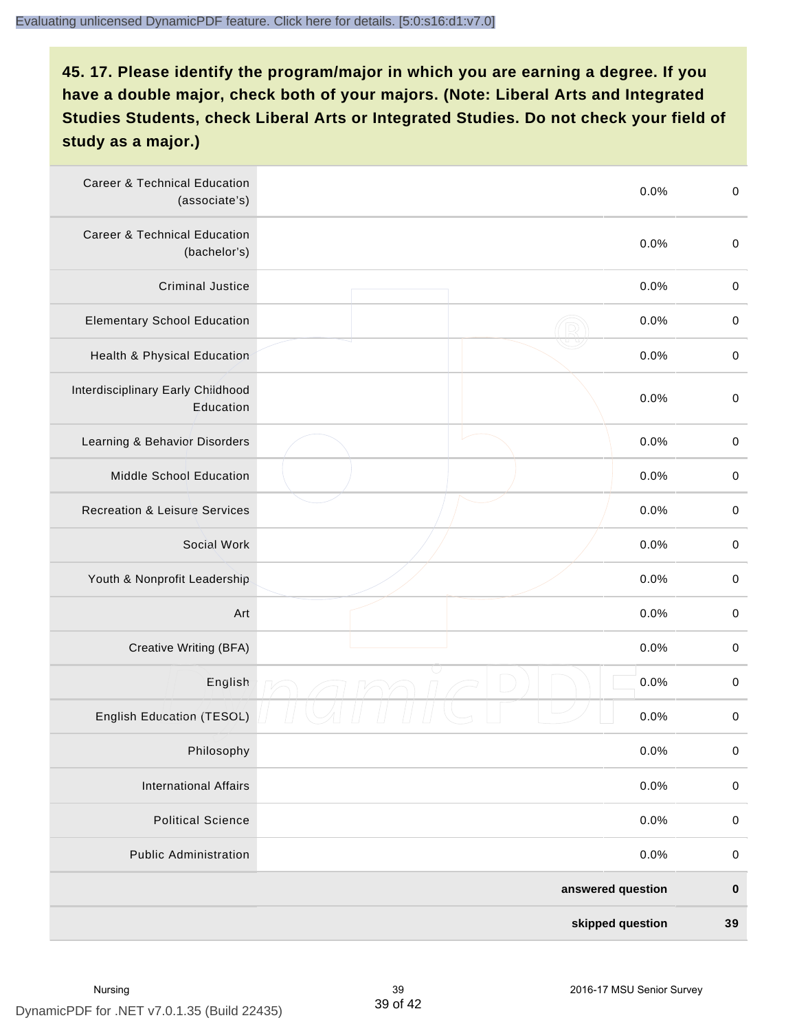## 45. 17. Please identify the program/major in which you are earning a degree. If you have a double major, check both of your majors. (Note: Liberal Arts and Integrated Studies Students, check Liberal Arts or Integrated Studies. Do not check your field of study as a major.)

| | | | |
|---|---|---|---|
| Career & Technical Education (associate's) | | 0.0% | 0 |
| Career & Technical Education (bachelor's) | | 0.0% | 0 |
| Criminal Justice | | 0.0% | 0 |
| Elementary School Education | | 0.0% | 0 |
| Health & Physical Education | | 0.0% | 0 |
| Interdisciplinary Early Childhood Education | | 0.0% | 0 |
| Learning & Behavior Disorders | | 0.0% | 0 |
| Middle School Education | | 0.0% | 0 |
| Recreation & Leisure Services | | 0.0% | 0 |
| Social Work | | 0.0% | 0 |
| Youth & Nonprofit Leadership | | 0.0% | 0 |
| Art | | 0.0% | 0 |
| Creative Writing (BFA) | | 0.0% | 0 |
| English | | 0.0% | 0 |
| English Education (TESOL) | | 0.0% | 0 |
| Philosophy | | 0.0% | 0 |
| International Affairs | | 0.0% | 0 |
| Political Science | | 0.0% | 0 |
| Public Administration | | 0.0% | 0 |
| | | **answered question** | **0** |
| | | **skipped question** | **39** |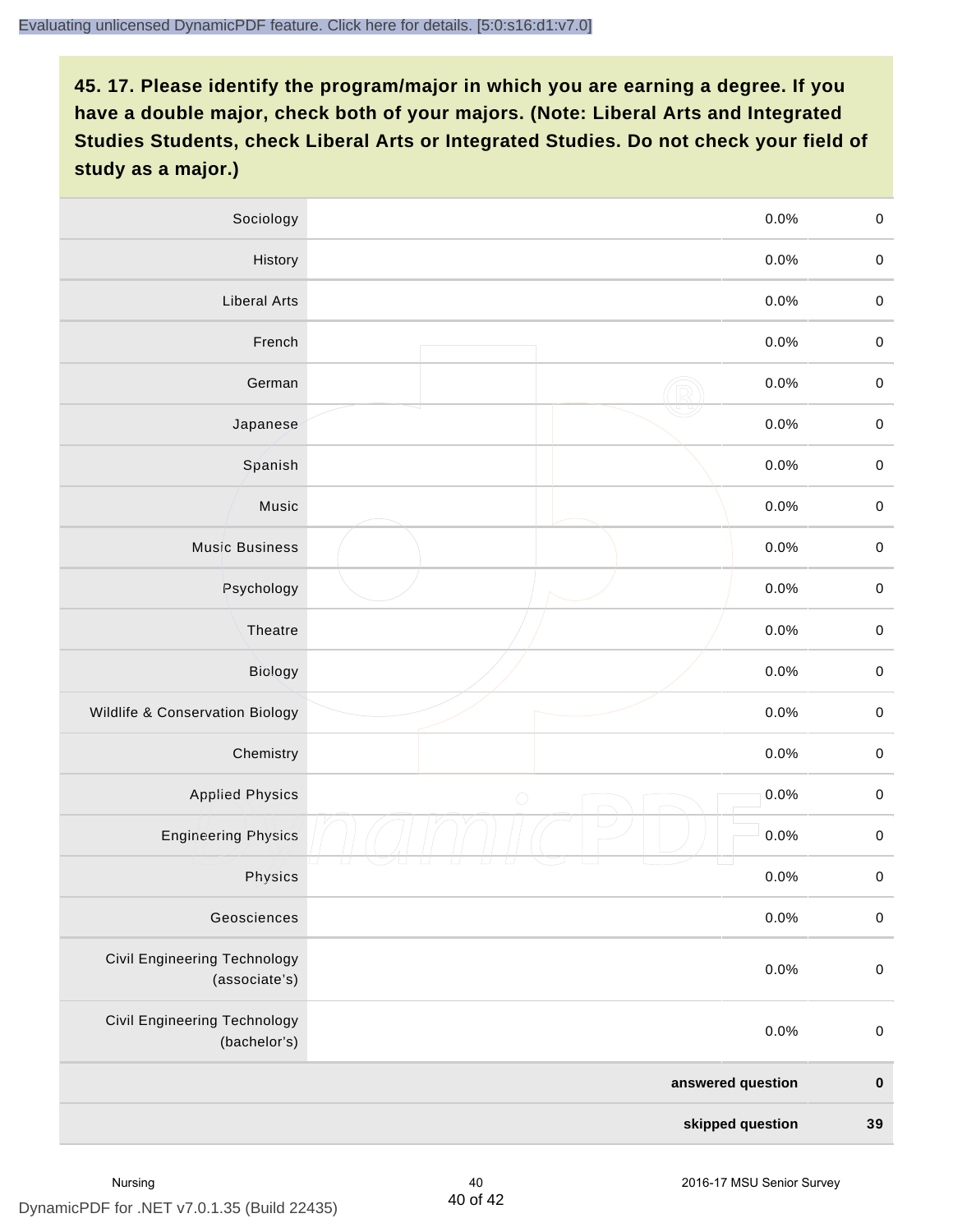**45. 17. Please identify the program/major in which you are earning a degree. If you have a double major, check both of your majors. (Note: Liberal Arts and Integrated Studies Students, check Liberal Arts or Integrated Studies. Do not check your field of study as a major.)**

| | | | |
|---|---|---|---|
| Sociology | | 0.0% | 0 |
| History | | 0.0% | 0 |
| Liberal Arts | | 0.0% | 0 |
| French | | 0.0% | 0 |
| German | | 0.0% | 0 |
| Japanese | | 0.0% | 0 |
| Spanish | | 0.0% | 0 |
| Music | | 0.0% | 0 |
| Music Business | | 0.0% | 0 |
| Psychology | | 0.0% | 0 |
| Theatre | | 0.0% | 0 |
| Biology | | 0.0% | 0 |
| Wildlife & Conservation Biology | | 0.0% | 0 |
| Chemistry | | 0.0% | 0 |
| Applied Physics | | 0.0% | 0 |
| Engineering Physics | | 0.0% | 0 |
| Physics | | 0.0% | 0 |
| Geosciences | | 0.0% | 0 |
| Civil Engineering Technology (associate's) | | 0.0% | 0 |
| Civil Engineering Technology (bachelor's) | | 0.0% | 0 |
| | | **answered question** | **0** |
| | | **skipped question** | **39** |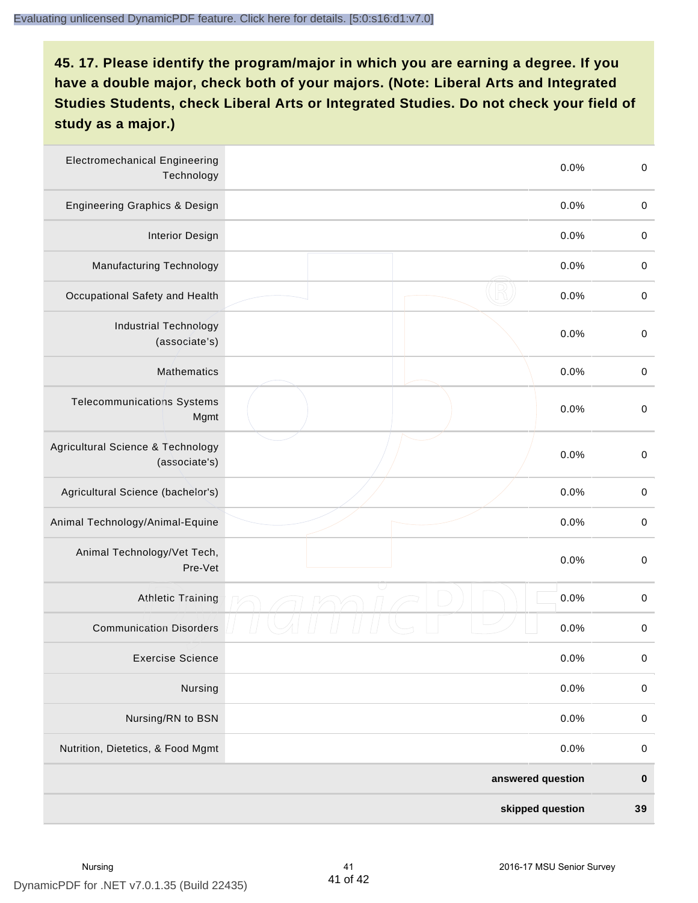## 45. 17. Please identify the program/major in which you are earning a degree. If you have a double major, check both of your majors. (Note: Liberal Arts and Integrated Studies Students, check Liberal Arts or Integrated Studies. Do not check your field of study as a major.)

| Program/Major | | Percent | Count |
|---|---|---|---|
| Electromechanical Engineering Technology | | 0.0% | 0 |
| Engineering Graphics & Design | | 0.0% | 0 |
| Interior Design | | 0.0% | 0 |
| Manufacturing Technology | | 0.0% | 0 |
| Occupational Safety and Health | | 0.0% | 0 |
| Industrial Technology (associate's) | | 0.0% | 0 |
| Mathematics | | 0.0% | 0 |
| Telecommunications Systems Mgmt | | 0.0% | 0 |
| Agricultural Science & Technology (associate's) | | 0.0% | 0 |
| Agricultural Science (bachelor's) | | 0.0% | 0 |
| Animal Technology/Animal-Equine | | 0.0% | 0 |
| Animal Technology/Vet Tech, Pre-Vet | | 0.0% | 0 |
| Athletic Training | | 0.0% | 0 |
| Communication Disorders | | 0.0% | 0 |
| Exercise Science | | 0.0% | 0 |
| Nursing | | 0.0% | 0 |
| Nursing/RN to BSN | | 0.0% | 0 |
| Nutrition, Dietetics, & Food Mgmt | | 0.0% | 0 |
| | | **answered question** | **0** |
| | | **skipped question** | **39** |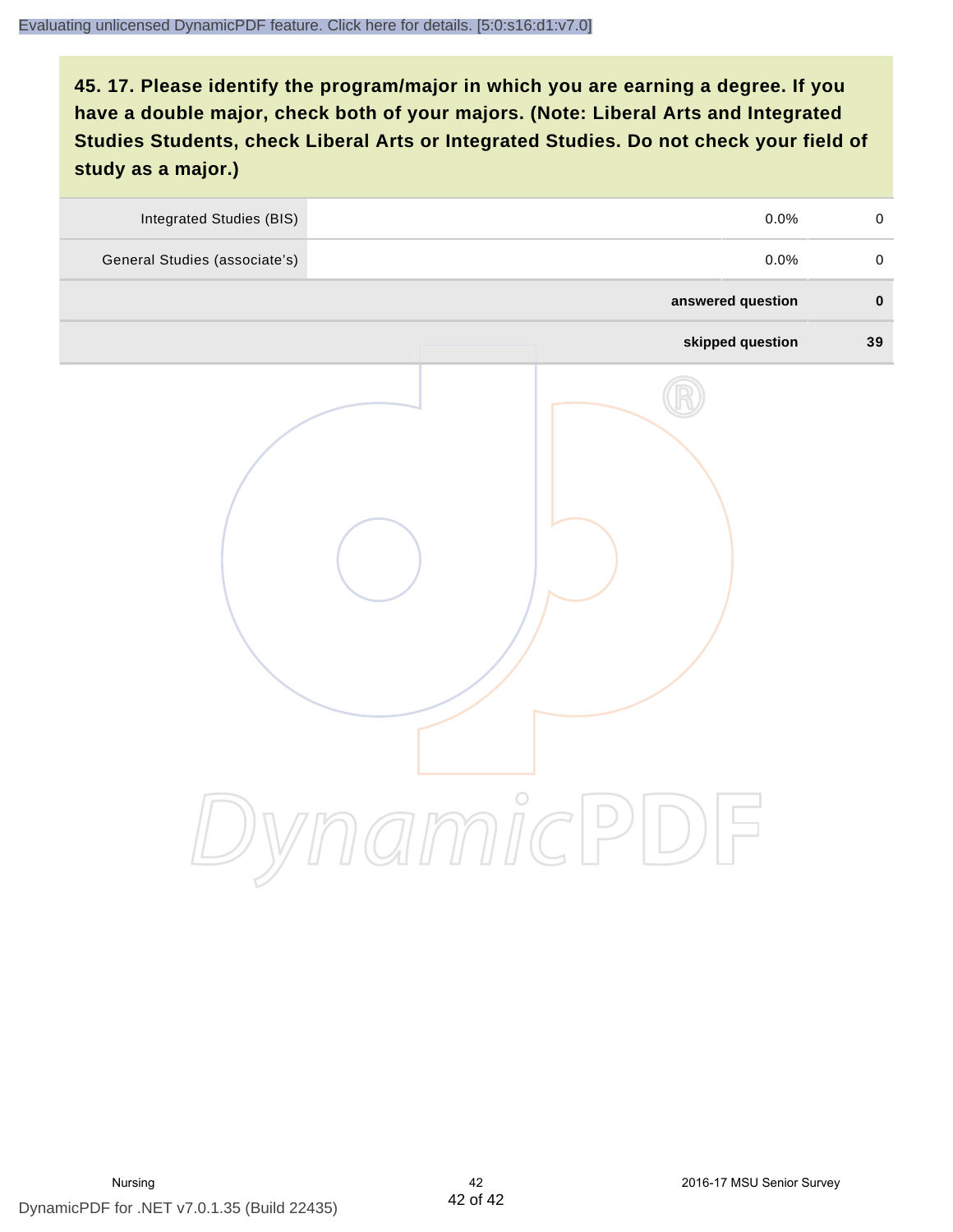**45. 17. Please identify the program/major in which you are earning a degree. If you have a double major, check both of your majors. (Note: Liberal Arts and Integrated Studies Students, check Liberal Arts or Integrated Studies. Do not check your field of study as a major.)**

| | | |
|---|---|---|
| Integrated Studies (BIS) | 0.0% | 0 |
| General Studies (associate's) | 0.0% | 0 |
| | **answered question** | **0** |
| | **skipped question** | **39** |